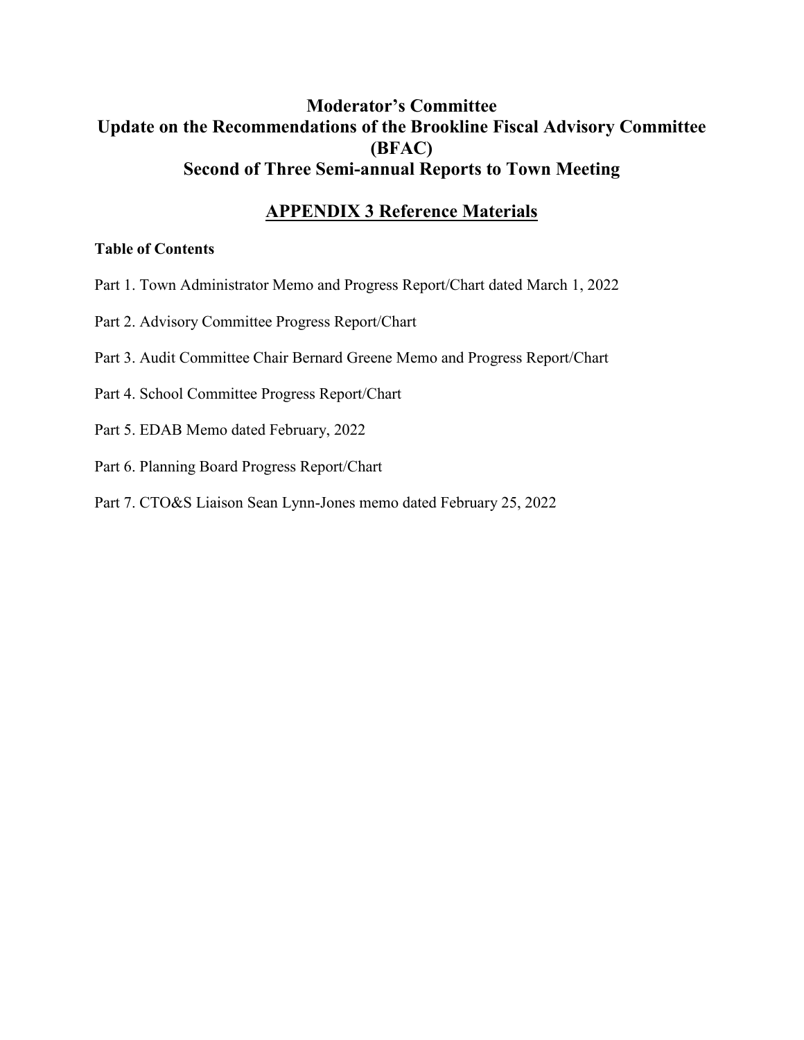# Moderator's Committee
# Update on the Recommendations of the Brookline Fiscal Advisory Committee (BFAC)
# Second of Three Semi-annual Reports to Town Meeting

## APPENDIX 3 Reference Materials

**Table of Contents**

Part 1. Town Administrator Memo and Progress Report/Chart dated March 1, 2022

Part 2. Advisory Committee Progress Report/Chart

Part 3. Audit Committee Chair Bernard Greene Memo and Progress Report/Chart

Part 4. School Committee Progress Report/Chart

Part 5. EDAB Memo dated February, 2022

Part 6. Planning Board Progress Report/Chart

Part 7. CTO&S Liaison Sean Lynn-Jones memo dated February 25, 2022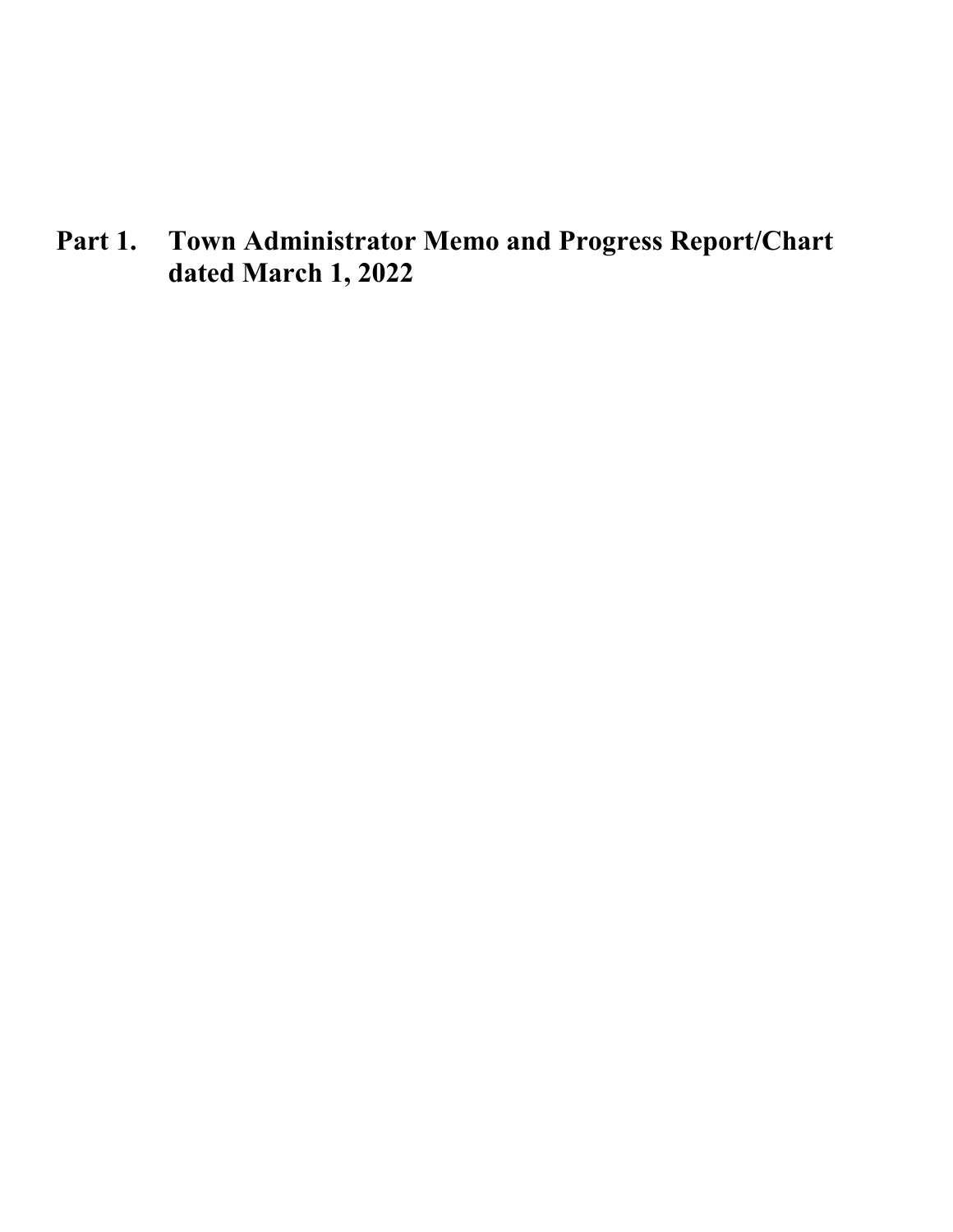# Part 1. Town Administrator Memo and Progress Report/Chart dated March 1, 2022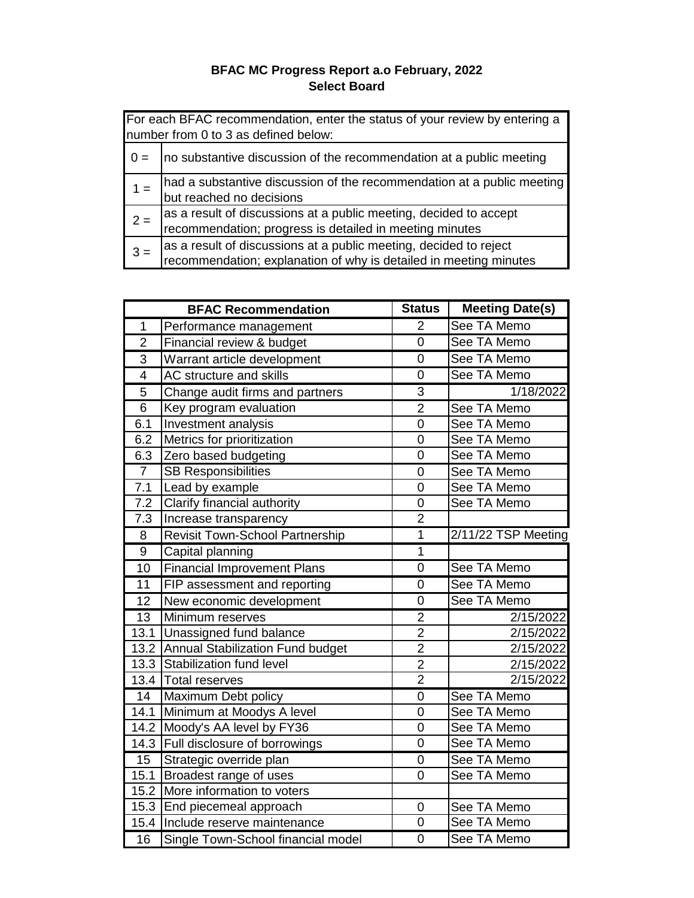**BFAC MC Progress Report a.o February, 2022**
**Select Board**

| For each BFAC recommendation, enter the status of your review by entering a number from 0 to 3 as defined below: | |
|---|---|
| 0 = | no substantive discussion of the recommendation at a public meeting |
| 1 = | had a substantive discussion of the recommendation at a public meeting but reached no decisions |
| 2 = | as a result of discussions at a public meeting, decided to accept recommendation; progress is detailed in meeting minutes |
| 3 = | as a result of discussions at a public meeting, decided to reject recommendation; explanation of why is detailed in meeting minutes |

| | BFAC Recommendation | Status | Meeting Date(s) |
|---|---|---|---|
| 1 | Performance management | 2 | See TA Memo |
| 2 | Financial review & budget | 0 | See TA Memo |
| 3 | Warrant article development | 0 | See TA Memo |
| 4 | AC structure and skills | 0 | See TA Memo |
| 5 | Change audit firms and partners | 3 | 1/18/2022 |
| 6 | Key program evaluation | 2 | See TA Memo |
| 6.1 | Investment analysis | 0 | See TA Memo |
| 6.2 | Metrics for prioritization | 0 | See TA Memo |
| 6.3 | Zero based budgeting | 0 | See TA Memo |
| 7 | SB Responsibilities | 0 | See TA Memo |
| 7.1 | Lead by example | 0 | See TA Memo |
| 7.2 | Clarify financial authority | 0 | See TA Memo |
| 7.3 | Increase transparency | 2 | |
| 8 | Revisit Town-School Partnership | 1 | 2/11/22 TSP Meeting |
| 9 | Capital planning | 1 | |
| 10 | Financial Improvement Plans | 0 | See TA Memo |
| 11 | FIP assessment and reporting | 0 | See TA Memo |
| 12 | New economic development | 0 | See TA Memo |
| 13 | Minimum reserves | 2 | 2/15/2022 |
| 13.1 | Unassigned fund balance | 2 | 2/15/2022 |
| 13.2 | Annual Stabilization Fund budget | 2 | 2/15/2022 |
| 13.3 | Stabilization fund level | 2 | 2/15/2022 |
| 13.4 | Total reserves | 2 | 2/15/2022 |
| 14 | Maximum Debt policy | 0 | See TA Memo |
| 14.1 | Minimum at Moodys A level | 0 | See TA Memo |
| 14.2 | Moody's AA level by FY36 | 0 | See TA Memo |
| 14.3 | Full disclosure of borrowings | 0 | See TA Memo |
| 15 | Strategic override plan | 0 | See TA Memo |
| 15.1 | Broadest range of uses | 0 | See TA Memo |
| 15.2 | More information to voters | | |
| 15.3 | End piecemeal approach | 0 | See TA Memo |
| 15.4 | Include reserve maintenance | 0 | See TA Memo |
| 16 | Single Town-School financial model | 0 | See TA Memo |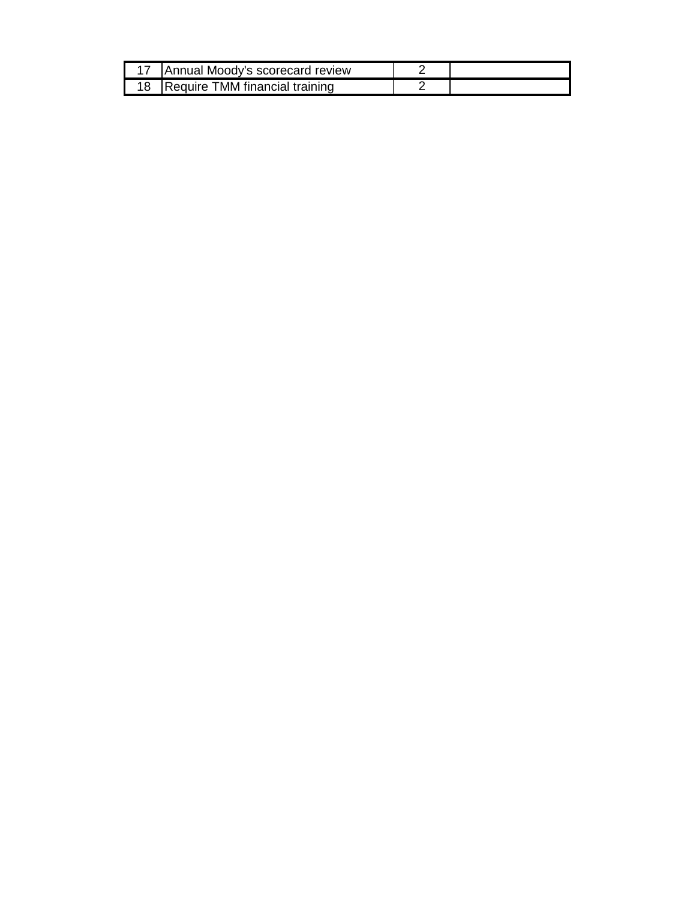| | | | |
|---|---|---|---|
| 17 | Annual Moody's scorecard review | 2 | |
| 18 | Require TMM financial training | 2 | |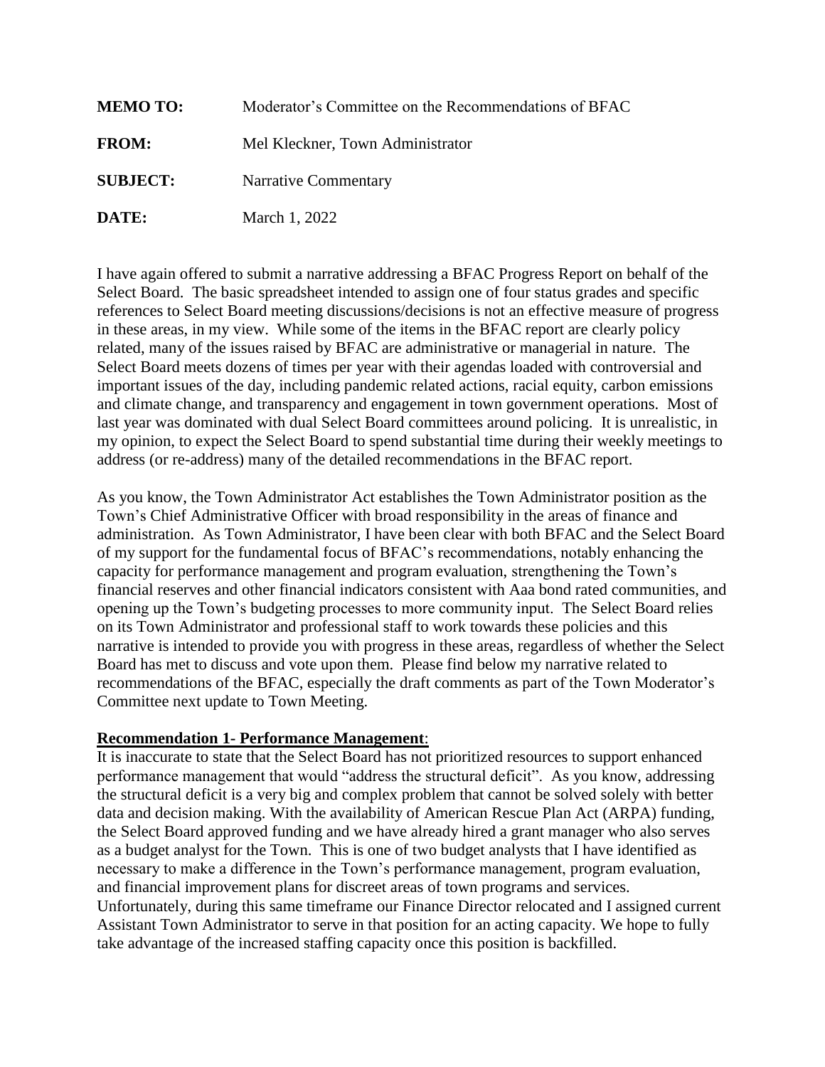| | |
|---|---|
| **MEMO TO:** | Moderator's Committee on the Recommendations of BFAC |
| **FROM:** | Mel Kleckner, Town Administrator |
| **SUBJECT:** | Narrative Commentary |
| **DATE:** | March 1, 2022 |

I have again offered to submit a narrative addressing a BFAC Progress Report on behalf of the Select Board. The basic spreadsheet intended to assign one of four status grades and specific references to Select Board meeting discussions/decisions is not an effective measure of progress in these areas, in my view. While some of the items in the BFAC report are clearly policy related, many of the issues raised by BFAC are administrative or managerial in nature. The Select Board meets dozens of times per year with their agendas loaded with controversial and important issues of the day, including pandemic related actions, racial equity, carbon emissions and climate change, and transparency and engagement in town government operations. Most of last year was dominated with dual Select Board committees around policing. It is unrealistic, in my opinion, to expect the Select Board to spend substantial time during their weekly meetings to address (or re-address) many of the detailed recommendations in the BFAC report.

As you know, the Town Administrator Act establishes the Town Administrator position as the Town's Chief Administrative Officer with broad responsibility in the areas of finance and administration. As Town Administrator, I have been clear with both BFAC and the Select Board of my support for the fundamental focus of BFAC's recommendations, notably enhancing the capacity for performance management and program evaluation, strengthening the Town's financial reserves and other financial indicators consistent with Aaa bond rated communities, and opening up the Town's budgeting processes to more community input. The Select Board relies on its Town Administrator and professional staff to work towards these policies and this narrative is intended to provide you with progress in these areas, regardless of whether the Select Board has met to discuss and vote upon them. Please find below my narrative related to recommendations of the BFAC, especially the draft comments as part of the Town Moderator's Committee next update to Town Meeting.

**Recommendation 1- Performance Management**:

It is inaccurate to state that the Select Board has not prioritized resources to support enhanced performance management that would "address the structural deficit". As you know, addressing the structural deficit is a very big and complex problem that cannot be solved solely with better data and decision making. With the availability of American Rescue Plan Act (ARPA) funding, the Select Board approved funding and we have already hired a grant manager who also serves as a budget analyst for the Town. This is one of two budget analysts that I have identified as necessary to make a difference in the Town's performance management, program evaluation, and financial improvement plans for discreet areas of town programs and services. Unfortunately, during this same timeframe our Finance Director relocated and I assigned current Assistant Town Administrator to serve in that position for an acting capacity. We hope to fully take advantage of the increased staffing capacity once this position is backfilled.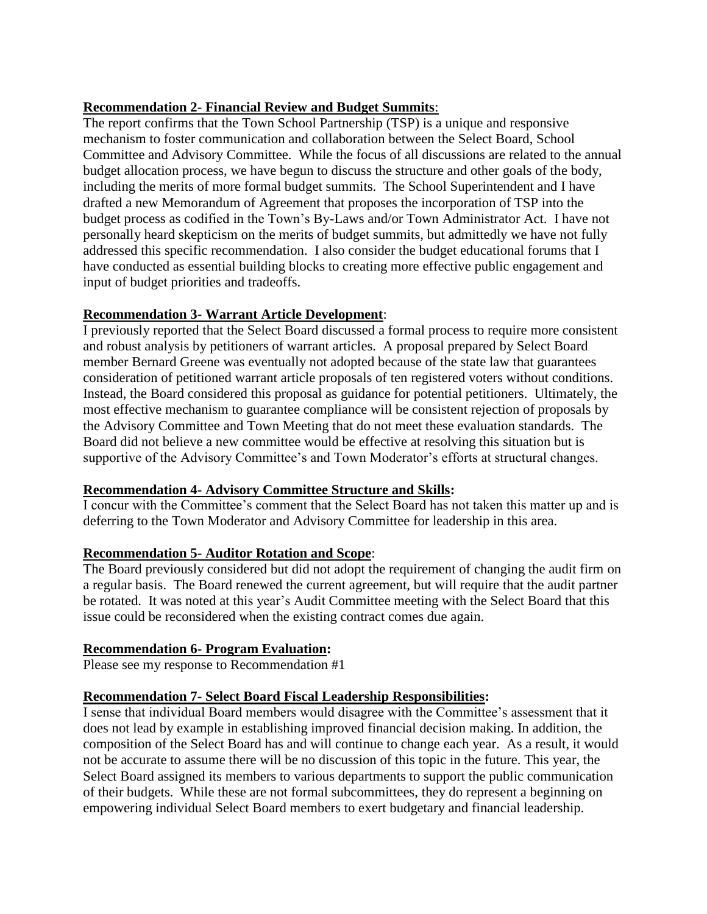**Recommendation 2- Financial Review and Budget Summits**:

The report confirms that the Town School Partnership (TSP) is a unique and responsive mechanism to foster communication and collaboration between the Select Board, School Committee and Advisory Committee. While the focus of all discussions are related to the annual budget allocation process, we have begun to discuss the structure and other goals of the body, including the merits of more formal budget summits. The School Superintendent and I have drafted a new Memorandum of Agreement that proposes the incorporation of TSP into the budget process as codified in the Town's By-Laws and/or Town Administrator Act. I have not personally heard skepticism on the merits of budget summits, but admittedly we have not fully addressed this specific recommendation. I also consider the budget educational forums that I have conducted as essential building blocks to creating more effective public engagement and input of budget priorities and tradeoffs.

**Recommendation 3- Warrant Article Development**:

I previously reported that the Select Board discussed a formal process to require more consistent and robust analysis by petitioners of warrant articles. A proposal prepared by Select Board member Bernard Greene was eventually not adopted because of the state law that guarantees consideration of petitioned warrant article proposals of ten registered voters without conditions. Instead, the Board considered this proposal as guidance for potential petitioners. Ultimately, the most effective mechanism to guarantee compliance will be consistent rejection of proposals by the Advisory Committee and Town Meeting that do not meet these evaluation standards. The Board did not believe a new committee would be effective at resolving this situation but is supportive of the Advisory Committee's and Town Moderator's efforts at structural changes.

**Recommendation 4- Advisory Committee Structure and Skills:**

I concur with the Committee's comment that the Select Board has not taken this matter up and is deferring to the Town Moderator and Advisory Committee for leadership in this area.

**Recommendation 5- Auditor Rotation and Scope**:

The Board previously considered but did not adopt the requirement of changing the audit firm on a regular basis. The Board renewed the current agreement, but will require that the audit partner be rotated. It was noted at this year's Audit Committee meeting with the Select Board that this issue could be reconsidered when the existing contract comes due again.

**Recommendation 6- Program Evaluation:**

Please see my response to Recommendation #1

**Recommendation 7- Select Board Fiscal Leadership Responsibilities:**

I sense that individual Board members would disagree with the Committee's assessment that it does not lead by example in establishing improved financial decision making. In addition, the composition of the Select Board has and will continue to change each year. As a result, it would not be accurate to assume there will be no discussion of this topic in the future. This year, the Select Board assigned its members to various departments to support the public communication of their budgets. While these are not formal subcommittees, they do represent a beginning on empowering individual Select Board members to exert budgetary and financial leadership.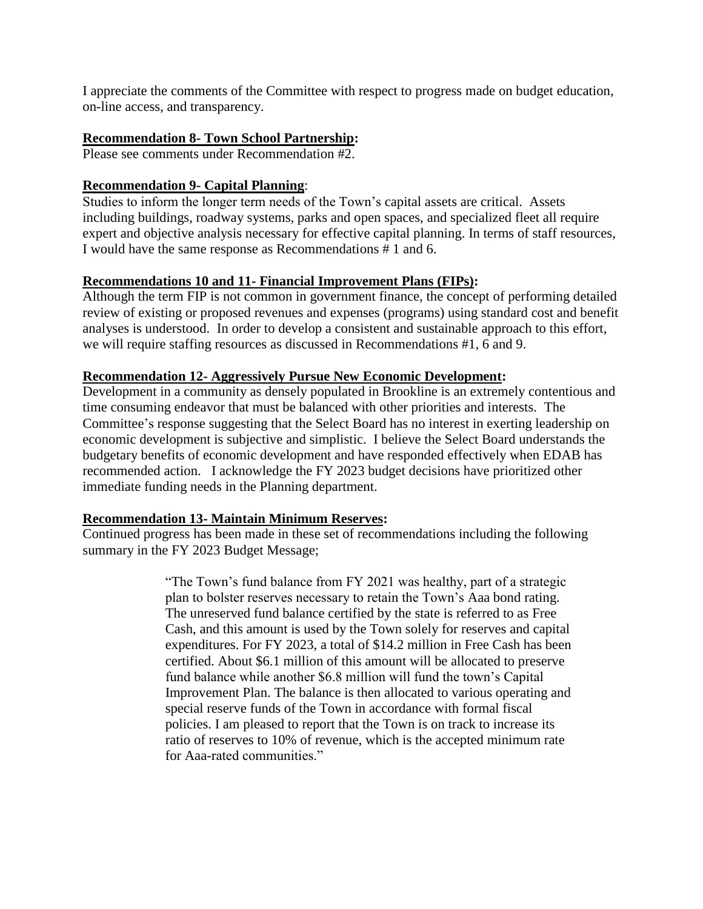I appreciate the comments of the Committee with respect to progress made on budget education, on-line access, and transparency.

**Recommendation 8- Town School Partnership:**
Please see comments under Recommendation #2.

**Recommendation 9- Capital Planning**:
Studies to inform the longer term needs of the Town's capital assets are critical. Assets including buildings, roadway systems, parks and open spaces, and specialized fleet all require expert and objective analysis necessary for effective capital planning. In terms of staff resources, I would have the same response as Recommendations # 1 and 6.

**Recommendations 10 and 11- Financial Improvement Plans (FIPs):**
Although the term FIP is not common in government finance, the concept of performing detailed review of existing or proposed revenues and expenses (programs) using standard cost and benefit analyses is understood. In order to develop a consistent and sustainable approach to this effort, we will require staffing resources as discussed in Recommendations #1, 6 and 9.

**Recommendation 12- Aggressively Pursue New Economic Development:**
Development in a community as densely populated in Brookline is an extremely contentious and time consuming endeavor that must be balanced with other priorities and interests. The Committee's response suggesting that the Select Board has no interest in exerting leadership on economic development is subjective and simplistic. I believe the Select Board understands the budgetary benefits of economic development and have responded effectively when EDAB has recommended action. I acknowledge the FY 2023 budget decisions have prioritized other immediate funding needs in the Planning department.

**Recommendation 13- Maintain Minimum Reserves:**
Continued progress has been made in these set of recommendations including the following summary in the FY 2023 Budget Message;

> "The Town's fund balance from FY 2021 was healthy, part of a strategic plan to bolster reserves necessary to retain the Town's Aaa bond rating. The unreserved fund balance certified by the state is referred to as Free Cash, and this amount is used by the Town solely for reserves and capital expenditures. For FY 2023, a total of $14.2 million in Free Cash has been certified. About $6.1 million of this amount will be allocated to preserve fund balance while another $6.8 million will fund the town's Capital Improvement Plan. The balance is then allocated to various operating and special reserve funds of the Town in accordance with formal fiscal policies. I am pleased to report that the Town is on track to increase its ratio of reserves to 10% of revenue, which is the accepted minimum rate for Aaa-rated communities."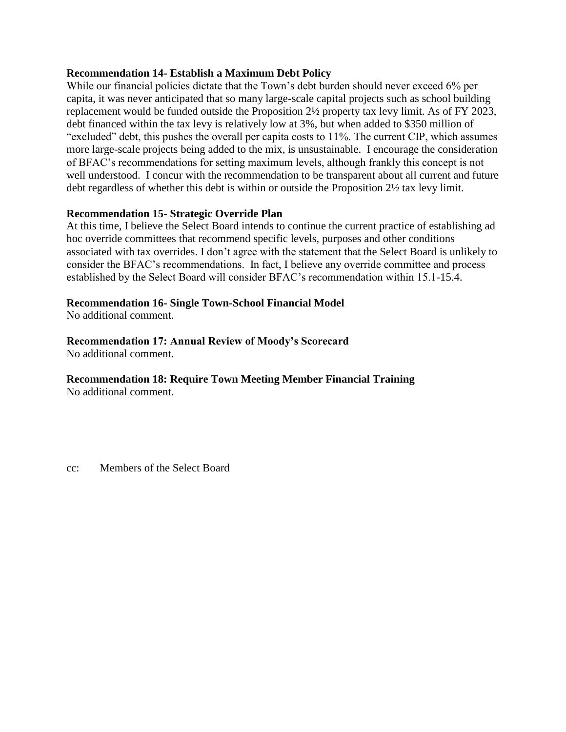**Recommendation 14- Establish a Maximum Debt Policy**

While our financial policies dictate that the Town's debt burden should never exceed 6% per capita, it was never anticipated that so many large-scale capital projects such as school building replacement would be funded outside the Proposition 2½ property tax levy limit. As of FY 2023, debt financed within the tax levy is relatively low at 3%, but when added to $350 million of "excluded" debt, this pushes the overall per capita costs to 11%. The current CIP, which assumes more large-scale projects being added to the mix, is unsustainable. I encourage the consideration of BFAC's recommendations for setting maximum levels, although frankly this concept is not well understood. I concur with the recommendation to be transparent about all current and future debt regardless of whether this debt is within or outside the Proposition 2½ tax levy limit.

**Recommendation 15- Strategic Override Plan**

At this time, I believe the Select Board intends to continue the current practice of establishing ad hoc override committees that recommend specific levels, purposes and other conditions associated with tax overrides. I don't agree with the statement that the Select Board is unlikely to consider the BFAC's recommendations. In fact, I believe any override committee and process established by the Select Board will consider BFAC's recommendation within 15.1-15.4.

**Recommendation 16- Single Town-School Financial Model**

No additional comment.

**Recommendation 17: Annual Review of Moody's Scorecard**

No additional comment.

**Recommendation 18: Require Town Meeting Member Financial Training**

No additional comment.

cc: Members of the Select Board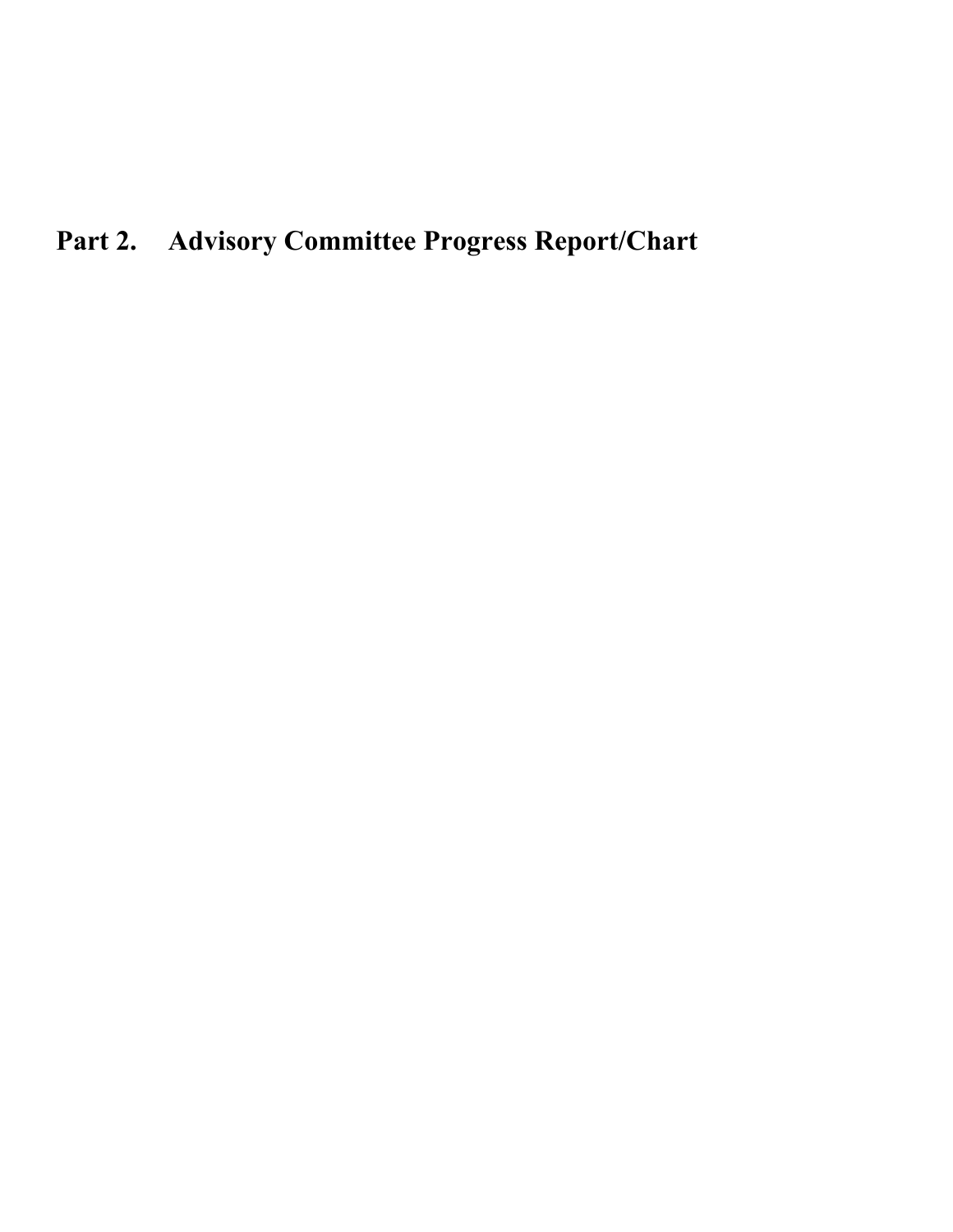# Part 2. Advisory Committee Progress Report/Chart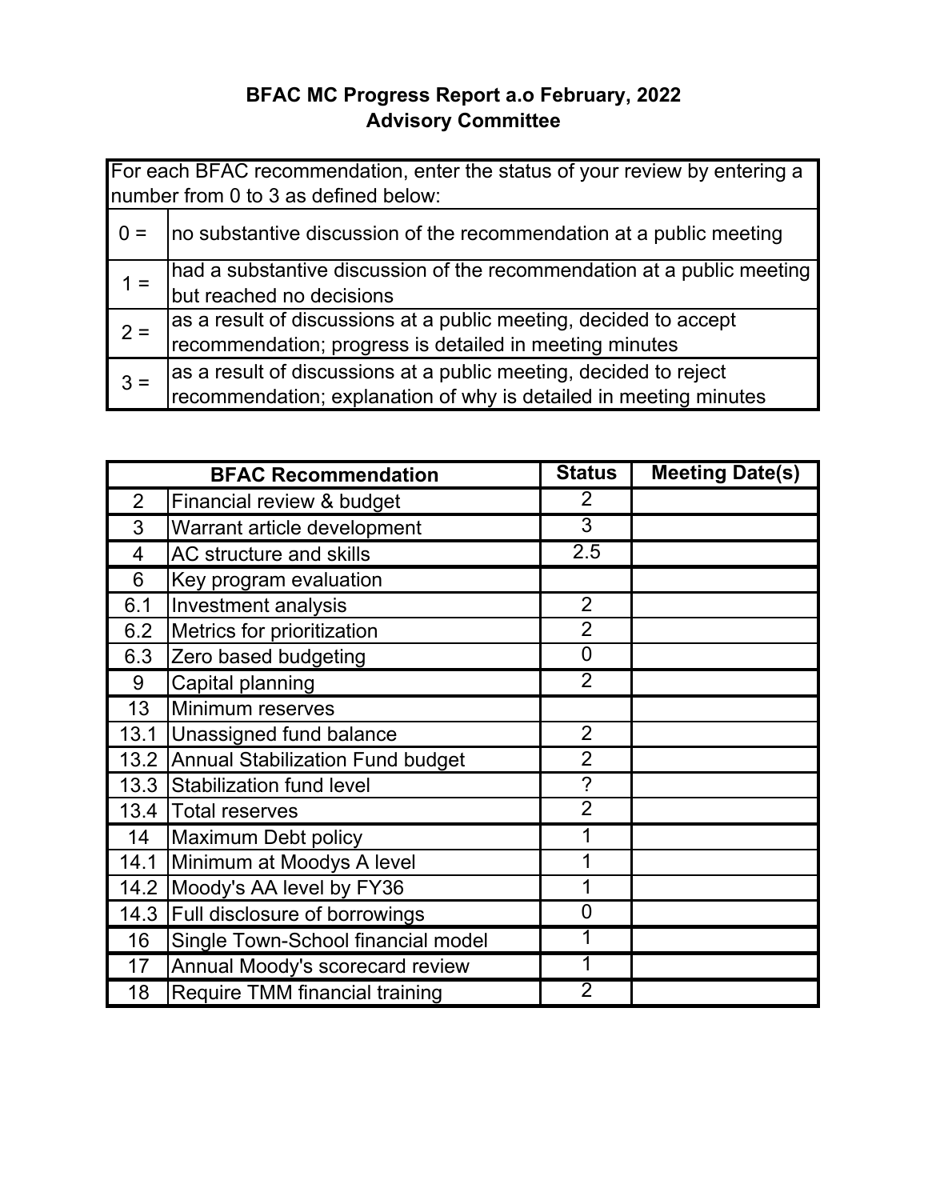# BFAC MC Progress Report a.o February, 2022
## Advisory Committee

| For each BFAC recommendation, enter the status of your review by entering a number from 0 to 3 as defined below: | |
|---|---|
| 0 = | no substantive discussion of the recommendation at a public meeting |
| 1 = | had a substantive discussion of the recommendation at a public meeting but reached no decisions |
| 2 = | as a result of discussions at a public meeting, decided to accept recommendation; progress is detailed in meeting minutes |
| 3 = | as a result of discussions at a public meeting, decided to reject recommendation; explanation of why is detailed in meeting minutes |

| BFAC Recommendation | | Status | Meeting Date(s) |
|---|---|---|---|
| 2 | Financial review & budget | 2 | |
| 3 | Warrant article development | 3 | |
| 4 | AC structure and skills | 2.5 | |
| 6 | Key program evaluation | | |
| 6.1 | Investment analysis | 2 | |
| 6.2 | Metrics for prioritization | 2 | |
| 6.3 | Zero based budgeting | 0 | |
| 9 | Capital planning | 2 | |
| 13 | Minimum reserves | | |
| 13.1 | Unassigned fund balance | 2 | |
| 13.2 | Annual Stabilization Fund budget | 2 | |
| 13.3 | Stabilization fund level | ? | |
| 13.4 | Total reserves | 2 | |
| 14 | Maximum Debt policy | 1 | |
| 14.1 | Minimum at Moodys A level | 1 | |
| 14.2 | Moody's AA level by FY36 | 1 | |
| 14.3 | Full disclosure of borrowings | 0 | |
| 16 | Single Town-School financial model | 1 | |
| 17 | Annual Moody's scorecard review | 1 | |
| 18 | Require TMM financial training | 2 | |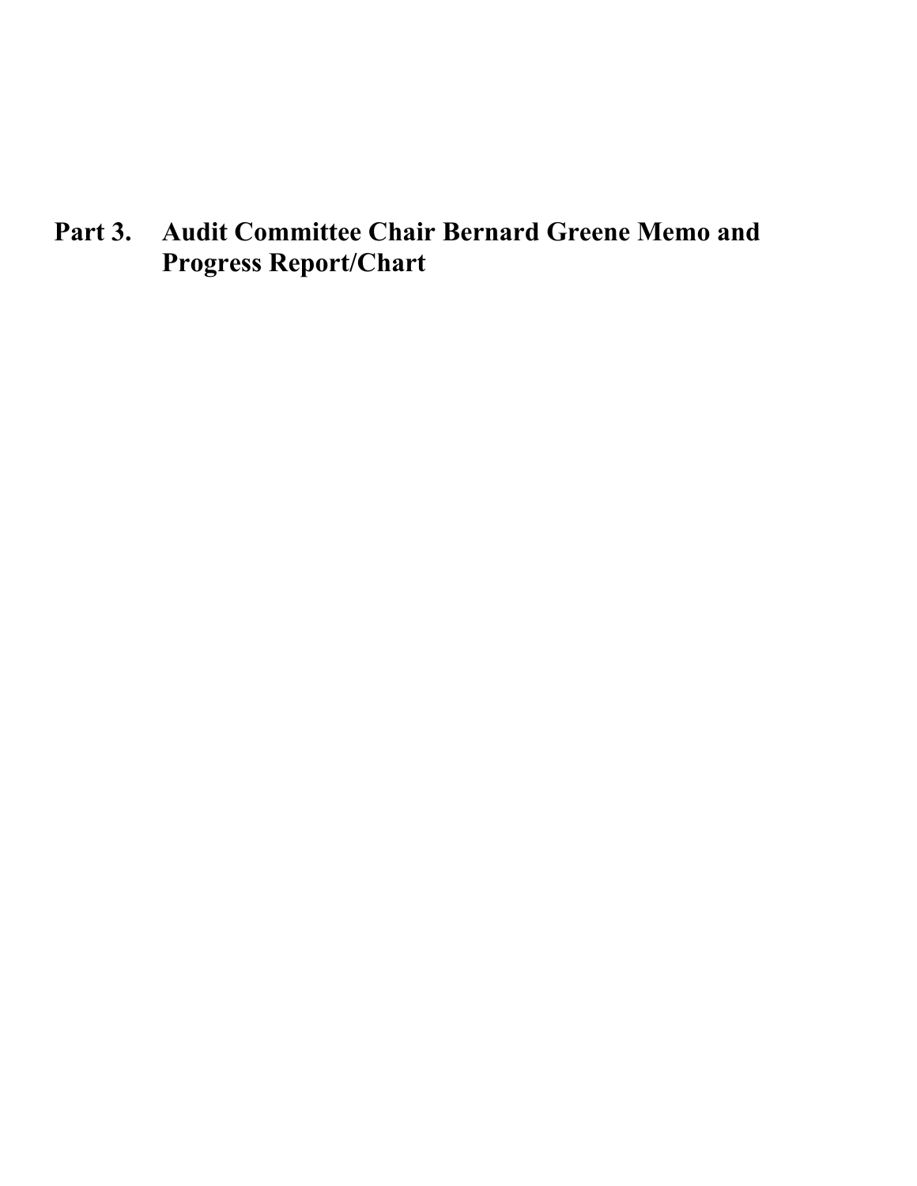# Part 3. Audit Committee Chair Bernard Greene Memo and Progress Report/Chart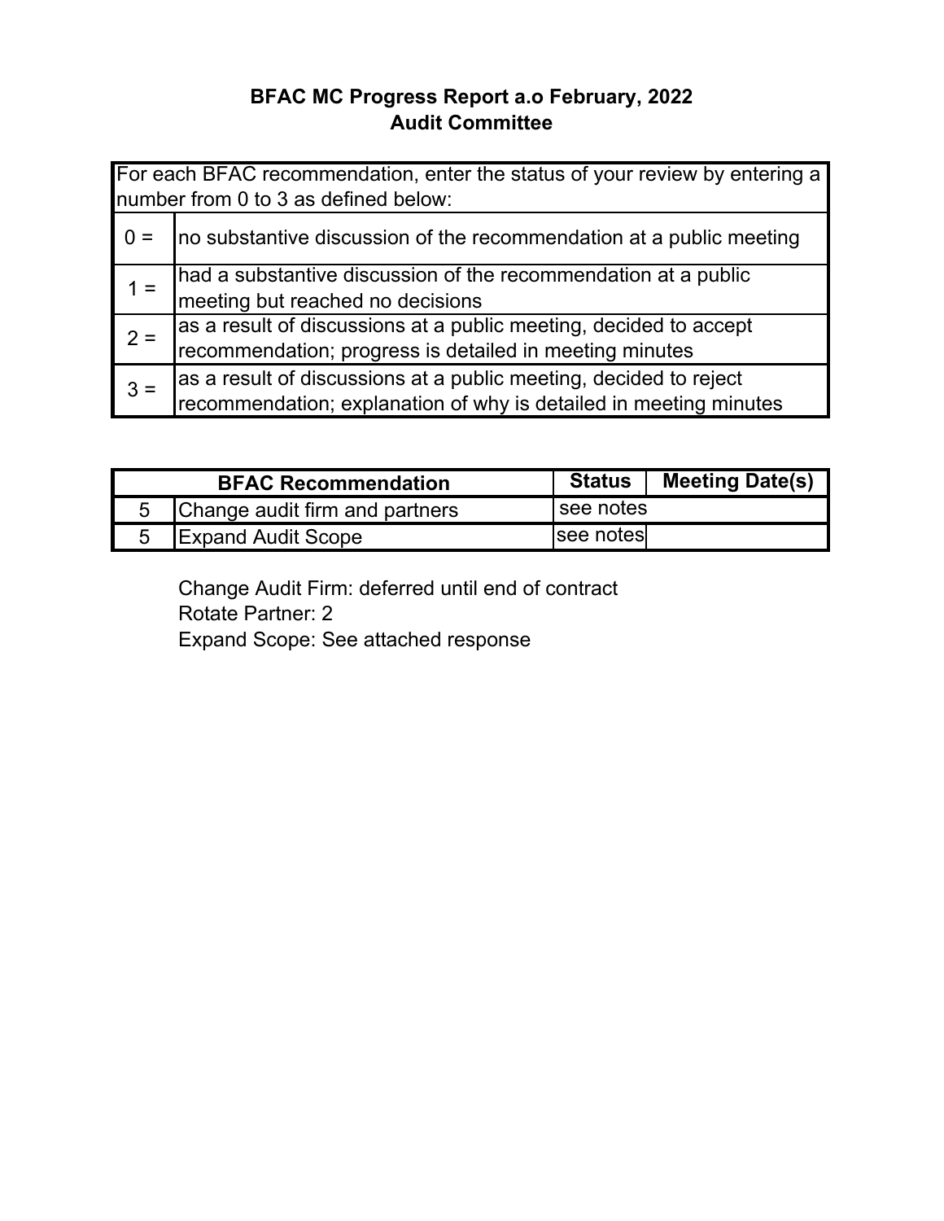**BFAC MC Progress Report a.o February, 2022**
**Audit Committee**

| For each BFAC recommendation, enter the status of your review by entering a number from 0 to 3 as defined below: | |
|---|---|
| 0 = | no substantive discussion of the recommendation at a public meeting |
| 1 = | had a substantive discussion of the recommendation at a public meeting but reached no decisions |
| 2 = | as a result of discussions at a public meeting, decided to accept recommendation; progress is detailed in meeting minutes |
| 3 = | as a result of discussions at a public meeting, decided to reject recommendation; explanation of why is detailed in meeting minutes |

| BFAC Recommendation | | Status | Meeting Date(s) |
|---|---|---|---|
| 5 | Change audit firm and partners | see notes | |
| 5 | Expand Audit Scope | see notes | |

Change Audit Firm: deferred until end of contract
Rotate Partner: 2
Expand Scope: See attached response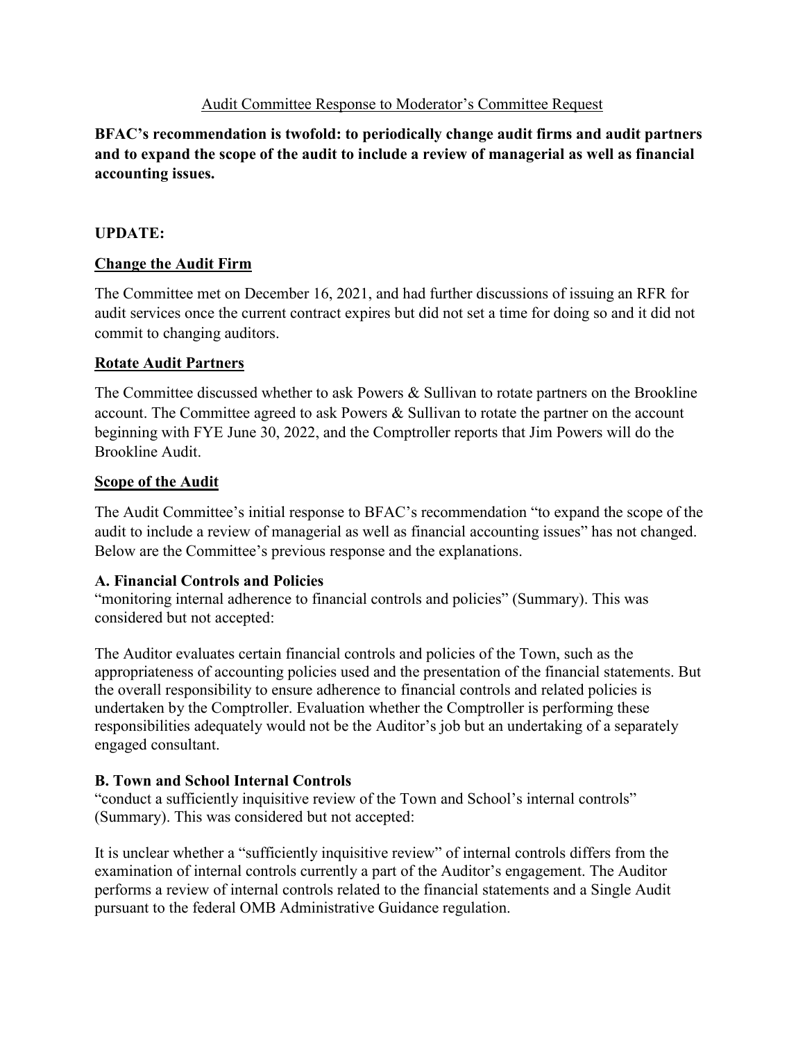Audit Committee Response to Moderator's Committee Request

**BFAC's recommendation is twofold: to periodically change audit firms and audit partners and to expand the scope of the audit to include a review of managerial as well as financial accounting issues.**

**UPDATE:**

**Change the Audit Firm**

The Committee met on December 16, 2021, and had further discussions of issuing an RFR for audit services once the current contract expires but did not set a time for doing so and it did not commit to changing auditors.

**Rotate Audit Partners**

The Committee discussed whether to ask Powers & Sullivan to rotate partners on the Brookline account. The Committee agreed to ask Powers & Sullivan to rotate the partner on the account beginning with FYE June 30, 2022, and the Comptroller reports that Jim Powers will do the Brookline Audit.

**Scope of the Audit**

The Audit Committee's initial response to BFAC's recommendation "to expand the scope of the audit to include a review of managerial as well as financial accounting issues" has not changed. Below are the Committee's previous response and the explanations.

**A. Financial Controls and Policies**

"monitoring internal adherence to financial controls and policies" (Summary). This was considered but not accepted:

The Auditor evaluates certain financial controls and policies of the Town, such as the appropriateness of accounting policies used and the presentation of the financial statements. But the overall responsibility to ensure adherence to financial controls and related policies is undertaken by the Comptroller. Evaluation whether the Comptroller is performing these responsibilities adequately would not be the Auditor's job but an undertaking of a separately engaged consultant.

**B. Town and School Internal Controls**

"conduct a sufficiently inquisitive review of the Town and School's internal controls" (Summary). This was considered but not accepted:

It is unclear whether a "sufficiently inquisitive review" of internal controls differs from the examination of internal controls currently a part of the Auditor's engagement. The Auditor performs a review of internal controls related to the financial statements and a Single Audit pursuant to the federal OMB Administrative Guidance regulation.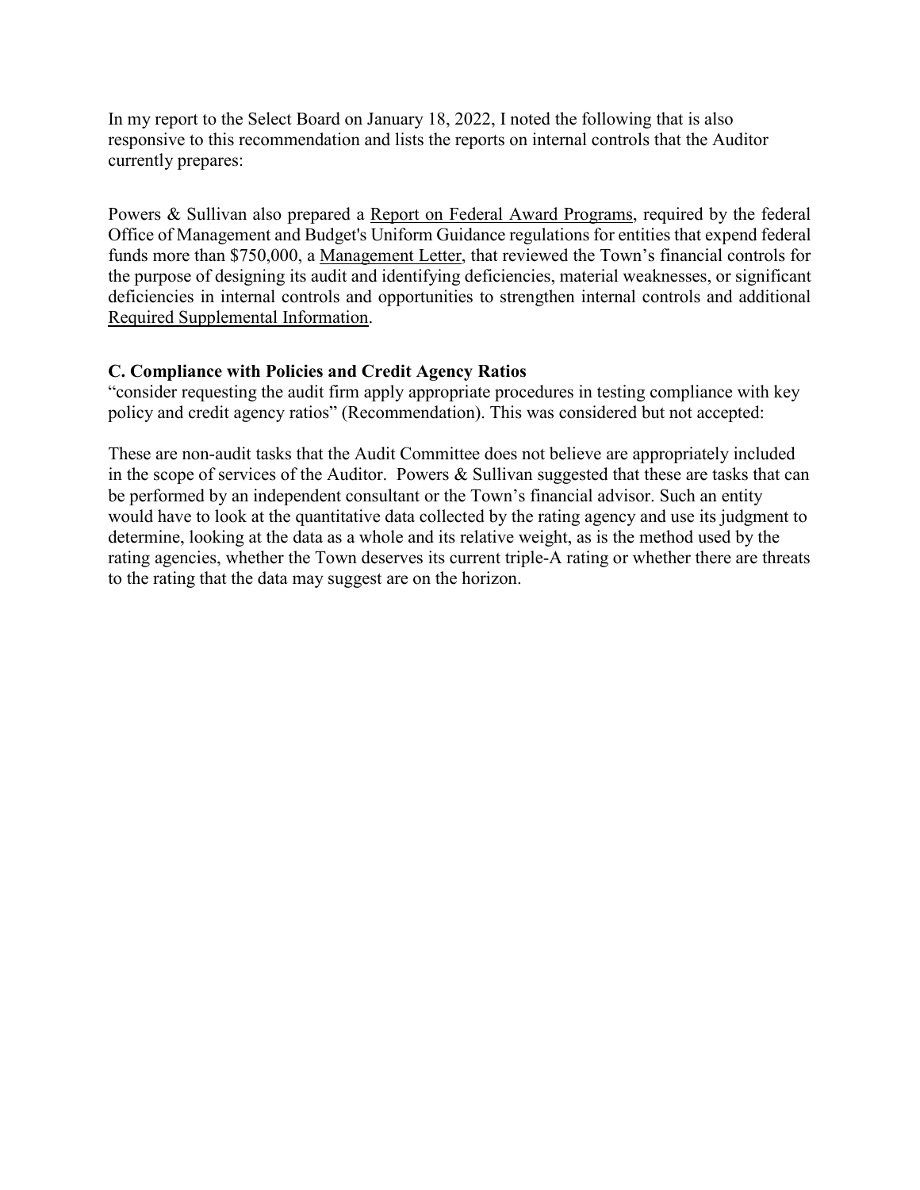In my report to the Select Board on January 18, 2022, I noted the following that is also responsive to this recommendation and lists the reports on internal controls that the Auditor currently prepares:

Powers & Sullivan also prepared a Report on Federal Award Programs, required by the federal Office of Management and Budget's Uniform Guidance regulations for entities that expend federal funds more than $750,000, a Management Letter, that reviewed the Town's financial controls for the purpose of designing its audit and identifying deficiencies, material weaknesses, or significant deficiencies in internal controls and opportunities to strengthen internal controls and additional Required Supplemental Information.

**C. Compliance with Policies and Credit Agency Ratios**

"consider requesting the audit firm apply appropriate procedures in testing compliance with key policy and credit agency ratios" (Recommendation). This was considered but not accepted:

These are non-audit tasks that the Audit Committee does not believe are appropriately included in the scope of services of the Auditor. Powers & Sullivan suggested that these are tasks that can be performed by an independent consultant or the Town's financial advisor. Such an entity would have to look at the quantitative data collected by the rating agency and use its judgment to determine, looking at the data as a whole and its relative weight, as is the method used by the rating agencies, whether the Town deserves its current triple-A rating or whether there are threats to the rating that the data may suggest are on the horizon.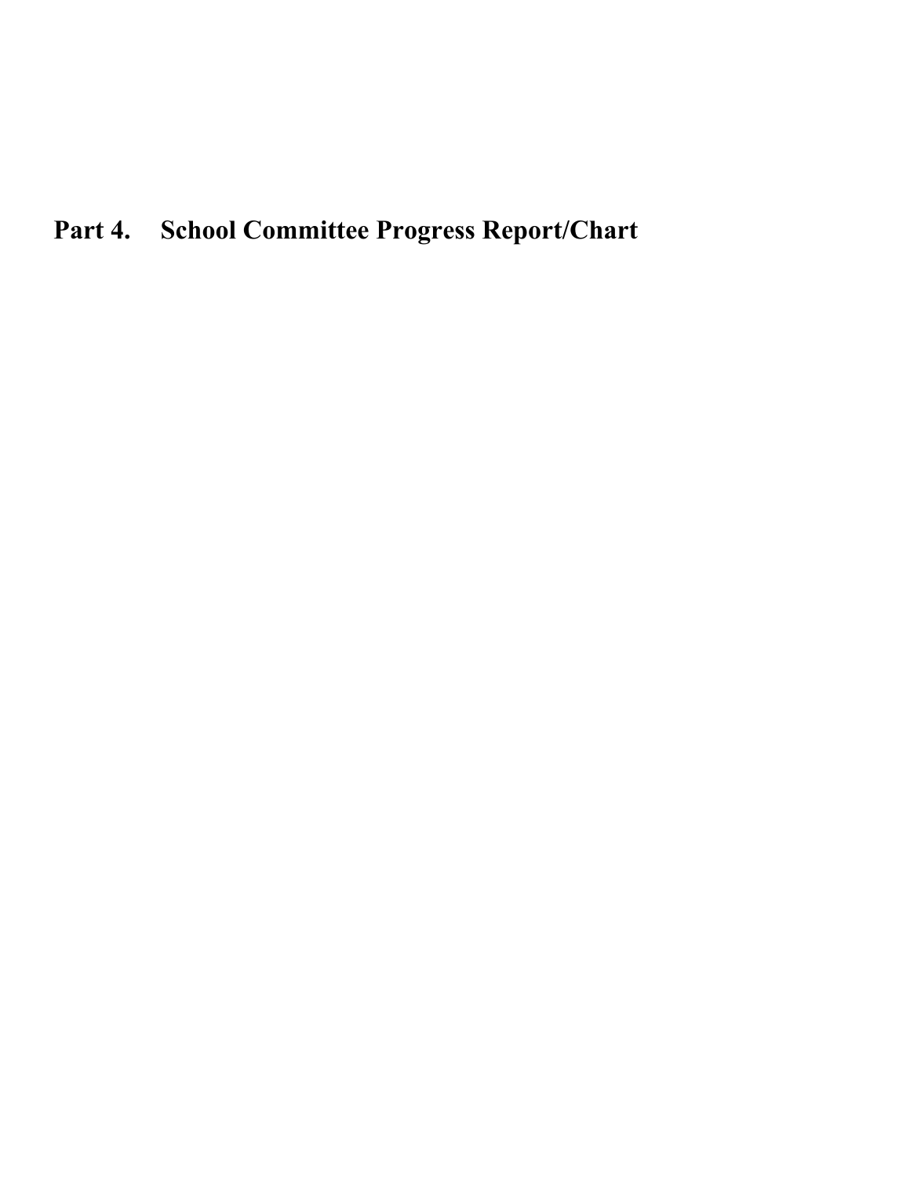# Part 4. School Committee Progress Report/Chart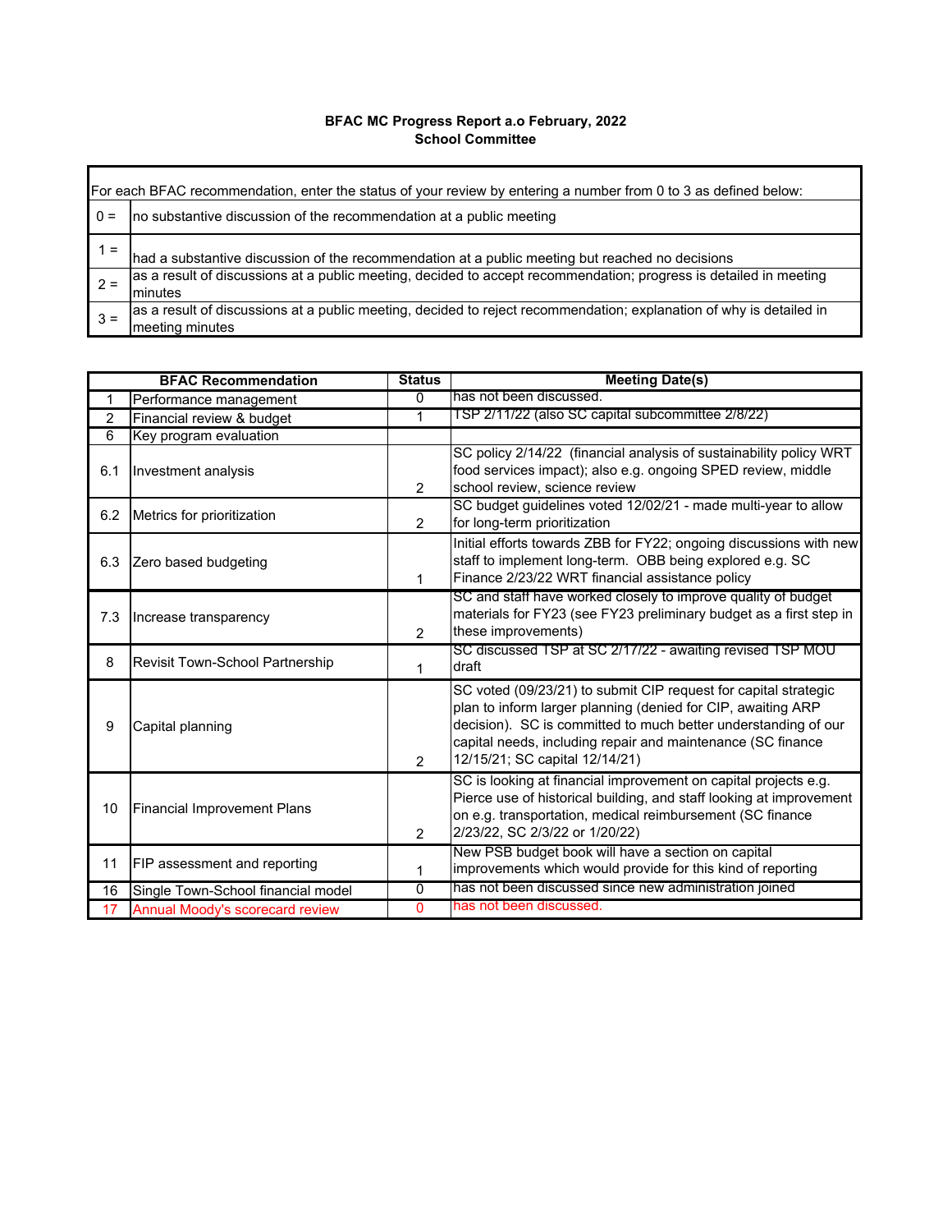**BFAC MC Progress Report a.o February, 2022**
**School Committee**

| For each BFAC recommendation, enter the status of your review by entering a number from 0 to 3 as defined below: | |
|---|---|
| 0 = | no substantive discussion of the recommendation at a public meeting |
| 1 = | had a substantive discussion of the recommendation at a public meeting but reached no decisions |
| 2 = | as a result of discussions at a public meeting, decided to accept recommendation; progress is detailed in meeting minutes |
| 3 = | as a result of discussions at a public meeting, decided to reject recommendation; explanation of why is detailed in meeting minutes |

| | BFAC Recommendation | Status | Meeting Date(s) |
|---|---|---|---|
| 1 | Performance management | 0 | has not been discussed. |
| 2 | Financial review & budget | 1 | TSP 2/11/22 (also SC capital subcommittee 2/8/22) |
| 6 | Key program evaluation | | |
| 6.1 | Investment analysis | 2 | SC policy 2/14/22 (financial analysis of sustainability policy WRT food services impact); also e.g. ongoing SPED review, middle school review, science review |
| 6.2 | Metrics for prioritization | 2 | SC budget guidelines voted 12/02/21 - made multi-year to allow for long-term prioritization |
| 6.3 | Zero based budgeting | 1 | Initial efforts towards ZBB for FY22; ongoing discussions with new staff to implement long-term. OBB being explored e.g. SC Finance 2/23/22 WRT financial assistance policy |
| 7.3 | Increase transparency | 2 | SC and staff have worked closely to improve quality of budget materials for FY23 (see FY23 preliminary budget as a first step in these improvements) |
| 8 | Revisit Town-School Partnership | 1 | SC discussed TSP at SC 2/17/22 - awaiting revised TSP MOU draft |
| 9 | Capital planning | 2 | SC voted (09/23/21) to submit CIP request for capital strategic plan to inform larger planning (denied for CIP, awaiting ARP decision). SC is committed to much better understanding of our capital needs, including repair and maintenance (SC finance 12/15/21; SC capital 12/14/21) |
| 10 | Financial Improvement Plans | 2 | SC is looking at financial improvement on capital projects e.g. Pierce use of historical building, and staff looking at improvement on e.g. transportation, medical reimbursement (SC finance 2/23/22, SC 2/3/22 or 1/20/22) |
| 11 | FIP assessment and reporting | 1 | New PSB budget book will have a section on capital improvements which would provide for this kind of reporting |
| 16 | Single Town-School financial model | 0 | has not been discussed since new administration joined |
| 17 | Annual Moody's scorecard review | 0 | has not been discussed. |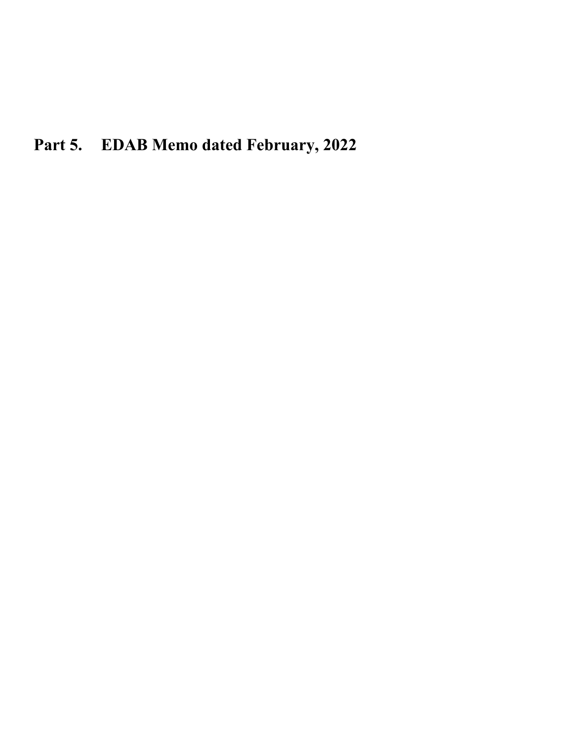# Part 5. EDAB Memo dated February, 2022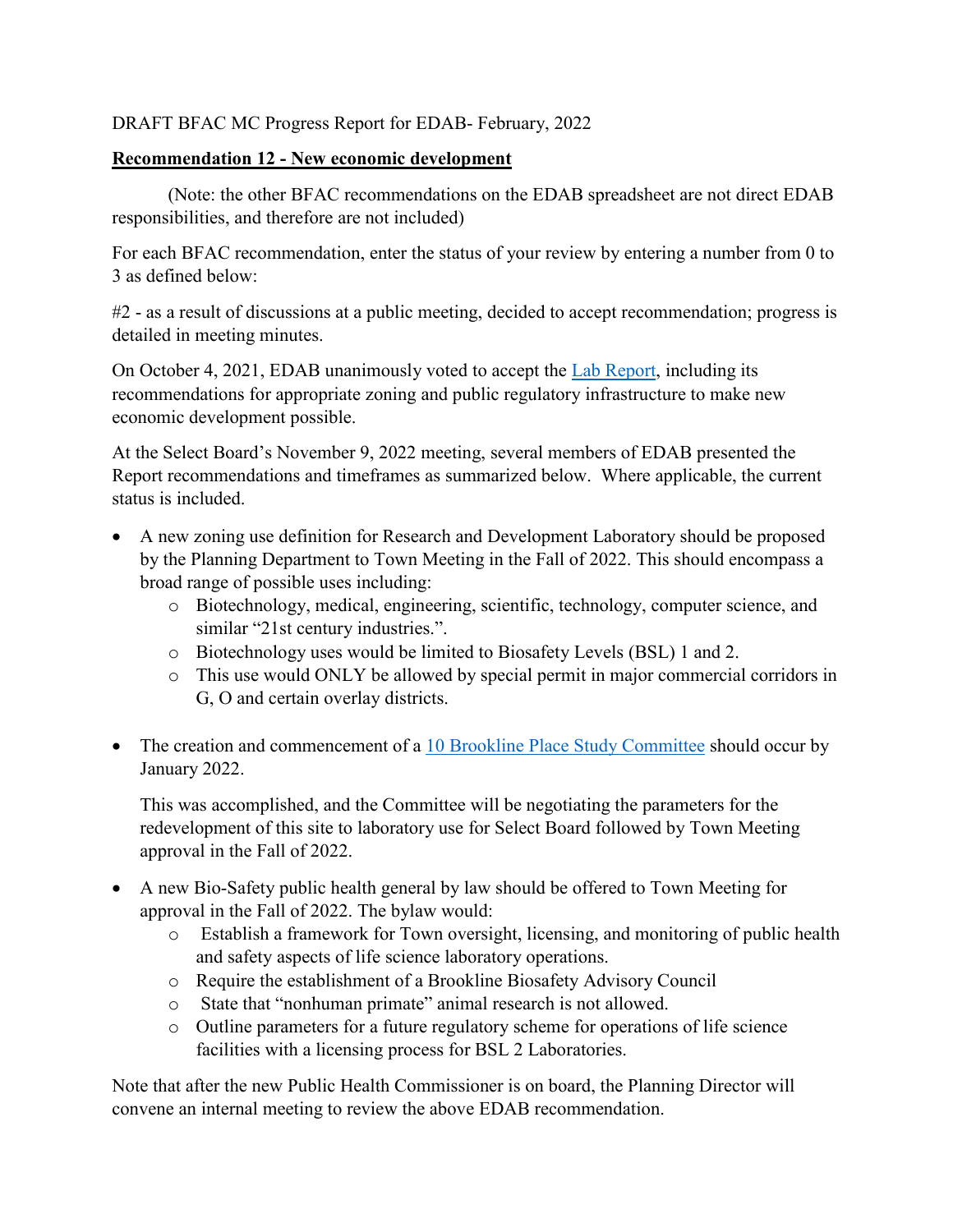DRAFT BFAC MC Progress Report for EDAB- February, 2022

**Recommendation 12 - New economic development**

(Note: the other BFAC recommendations on the EDAB spreadsheet are not direct EDAB responsibilities, and therefore are not included)

For each BFAC recommendation, enter the status of your review by entering a number from 0 to 3 as defined below:

#2 - as a result of discussions at a public meeting, decided to accept recommendation; progress is detailed in meeting minutes.

On October 4, 2021, EDAB unanimously voted to accept the Lab Report, including its recommendations for appropriate zoning and public regulatory infrastructure to make new economic development possible.

At the Select Board's November 9, 2022 meeting, several members of EDAB presented the Report recommendations and timeframes as summarized below. Where applicable, the current status is included.

- A new zoning use definition for Research and Development Laboratory should be proposed by the Planning Department to Town Meeting in the Fall of 2022. This should encompass a broad range of possible uses including:
  - Biotechnology, medical, engineering, scientific, technology, computer science, and similar "21st century industries.".
  - Biotechnology uses would be limited to Biosafety Levels (BSL) 1 and 2.
  - This use would ONLY be allowed by special permit in major commercial corridors in G, O and certain overlay districts.

- The creation and commencement of a 10 Brookline Place Study Committee should occur by January 2022.

  This was accomplished, and the Committee will be negotiating the parameters for the redevelopment of this site to laboratory use for Select Board followed by Town Meeting approval in the Fall of 2022.

- A new Bio-Safety public health general by law should be offered to Town Meeting for approval in the Fall of 2022. The bylaw would:
  - Establish a framework for Town oversight, licensing, and monitoring of public health and safety aspects of life science laboratory operations.
  - Require the establishment of a Brookline Biosafety Advisory Council
  - State that "nonhuman primate" animal research is not allowed.
  - Outline parameters for a future regulatory scheme for operations of life science facilities with a licensing process for BSL 2 Laboratories.

Note that after the new Public Health Commissioner is on board, the Planning Director will convene an internal meeting to review the above EDAB recommendation.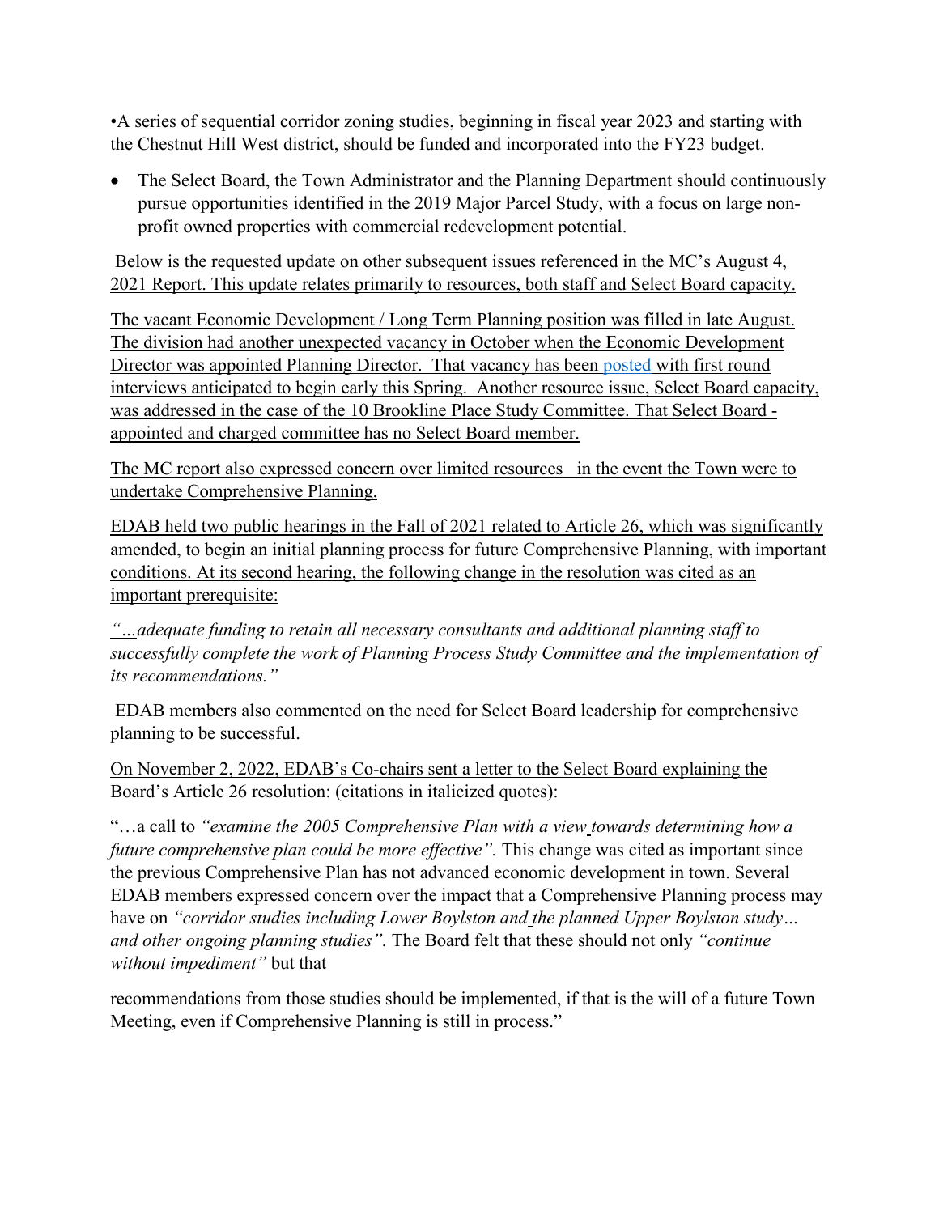•A series of sequential corridor zoning studies, beginning in fiscal year 2023 and starting with the Chestnut Hill West district, should be funded and incorporated into the FY23 budget.

- The Select Board, the Town Administrator and the Planning Department should continuously pursue opportunities identified in the 2019 Major Parcel Study, with a focus on large non-profit owned properties with commercial redevelopment potential.

Below is the requested update on other subsequent issues referenced in the MC's August 4, 2021 Report. This update relates primarily to resources, both staff and Select Board capacity.

The vacant Economic Development / Long Term Planning position was filled in late August. The division had another unexpected vacancy in October when the Economic Development Director was appointed Planning Director. That vacancy has been posted with first round interviews anticipated to begin early this Spring. Another resource issue, Select Board capacity, was addressed in the case of the 10 Brookline Place Study Committee. That Select Board - appointed and charged committee has no Select Board member.

The MC report also expressed concern over limited resources in the event the Town were to undertake Comprehensive Planning.

EDAB held two public hearings in the Fall of 2021 related to Article 26, which was significantly amended, to begin an initial planning process for future Comprehensive Planning, with important conditions. At its second hearing, the following change in the resolution was cited as an important prerequisite:

*"…adequate funding to retain all necessary consultants and additional planning staff to successfully complete the work of Planning Process Study Committee and the implementation of its recommendations."*

EDAB members also commented on the need for Select Board leadership for comprehensive planning to be successful.

On November 2, 2022, EDAB's Co-chairs sent a letter to the Select Board explaining the Board's Article 26 resolution: (citations in italicized quotes):

"…a call to *"examine the 2005 Comprehensive Plan with a view towards determining how a future comprehensive plan could be more effective".* This change was cited as important since the previous Comprehensive Plan has not advanced economic development in town. Several EDAB members expressed concern over the impact that a Comprehensive Planning process may have on *"corridor studies including Lower Boylston and the planned Upper Boylston study… and other ongoing planning studies".* The Board felt that these should not only *"continue without impediment"* but that

recommendations from those studies should be implemented, if that is the will of a future Town Meeting, even if Comprehensive Planning is still in process."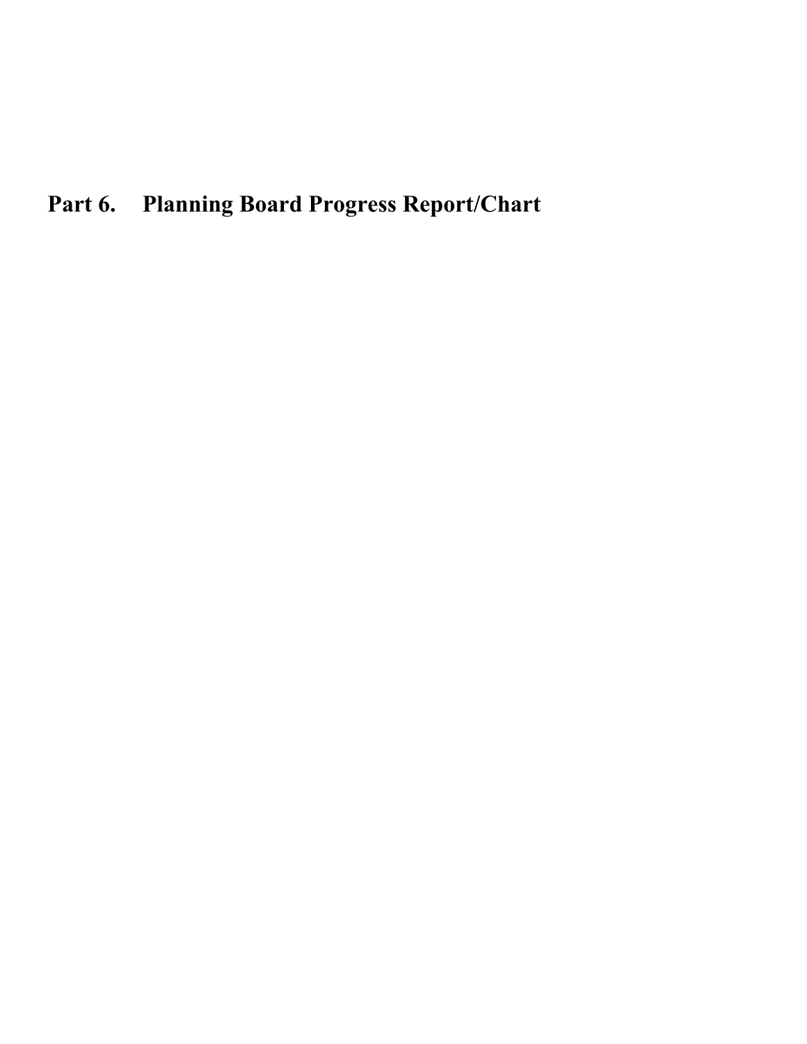# Part 6. Planning Board Progress Report/Chart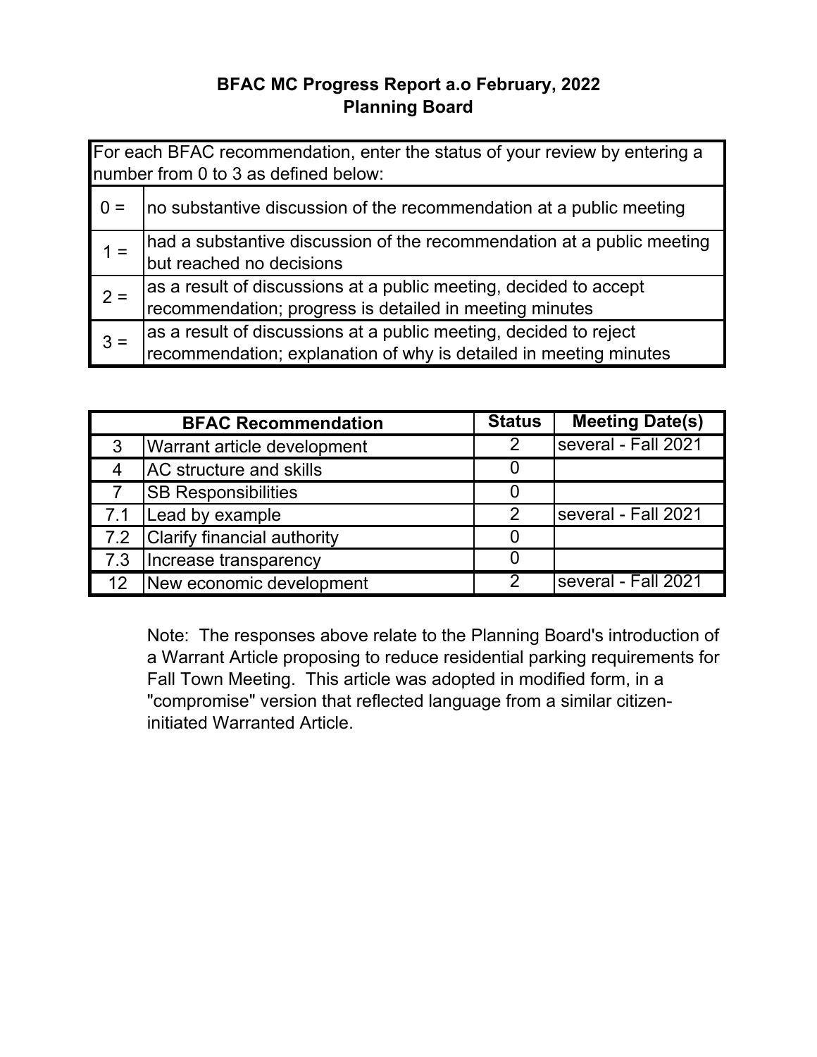# BFAC MC Progress Report a.o February, 2022
## Planning Board

| For each BFAC recommendation, enter the status of your review by entering a number from 0 to 3 as defined below: | |
|---|---|
| 0 = | no substantive discussion of the recommendation at a public meeting |
| 1 = | had a substantive discussion of the recommendation at a public meeting but reached no decisions |
| 2 = | as a result of discussions at a public meeting, decided to accept recommendation; progress is detailed in meeting minutes |
| 3 = | as a result of discussions at a public meeting, decided to reject recommendation; explanation of why is detailed in meeting minutes |

| BFAC Recommendation | | Status | Meeting Date(s) |
|---|---|---|---|
| 3 | Warrant article development | 2 | several - Fall 2021 |
| 4 | AC structure and skills | 0 | |
| 7 | SB Responsibilities | 0 | |
| 7.1 | Lead by example | 2 | several - Fall 2021 |
| 7.2 | Clarify financial authority | 0 | |
| 7.3 | Increase transparency | 0 | |
| 12 | New economic development | 2 | several - Fall 2021 |

Note: The responses above relate to the Planning Board's introduction of a Warrant Article proposing to reduce residential parking requirements for Fall Town Meeting. This article was adopted in modified form, in a "compromise" version that reflected language from a similar citizen-initiated Warranted Article.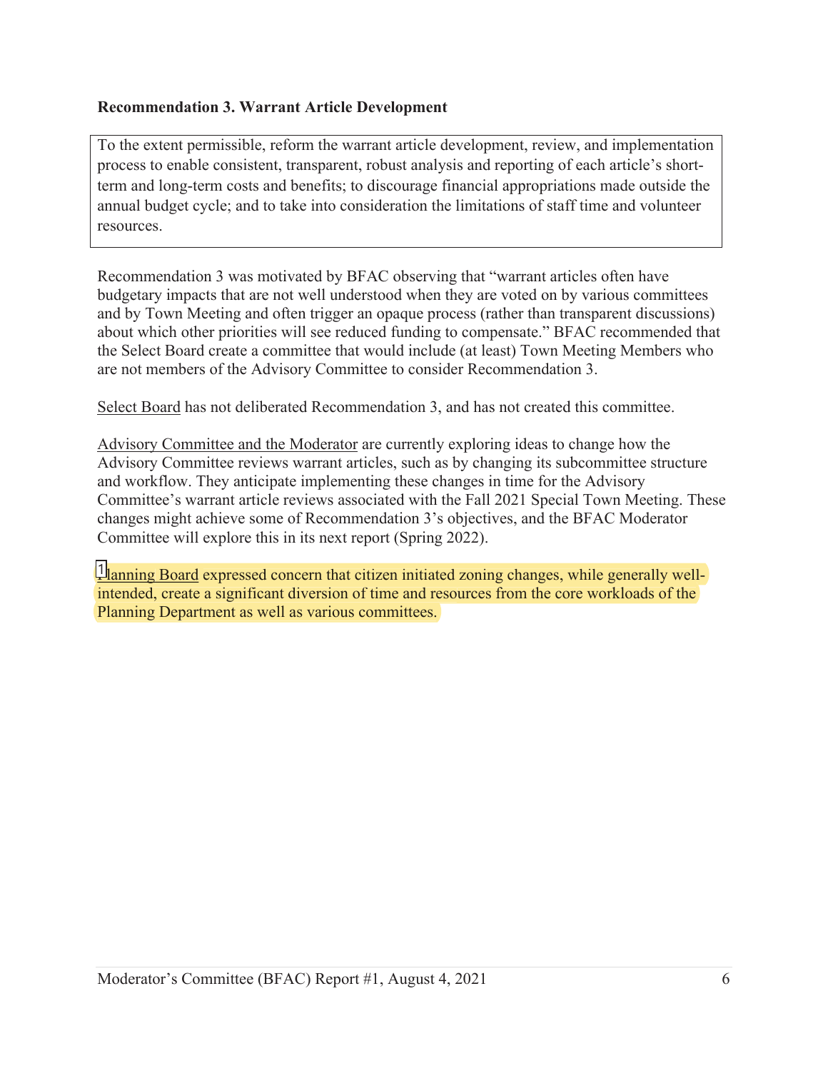**Recommendation 3. Warrant Article Development**

> To the extent permissible, reform the warrant article development, review, and implementation process to enable consistent, transparent, robust analysis and reporting of each article's short-term and long-term costs and benefits; to discourage financial appropriations made outside the annual budget cycle; and to take into consideration the limitations of staff time and volunteer resources.

Recommendation 3 was motivated by BFAC observing that "warrant articles often have budgetary impacts that are not well understood when they are voted on by various committees and by Town Meeting and often trigger an opaque process (rather than transparent discussions) about which other priorities will see reduced funding to compensate." BFAC recommended that the Select Board create a committee that would include (at least) Town Meeting Members who are not members of the Advisory Committee to consider Recommendation 3.

Select Board has not deliberated Recommendation 3, and has not created this committee.

Advisory Committee and the Moderator are currently exploring ideas to change how the Advisory Committee reviews warrant articles, such as by changing its subcommittee structure and workflow. They anticipate implementing these changes in time for the Advisory Committee's warrant article reviews associated with the Fall 2021 Special Town Meeting. These changes might achieve some of Recommendation 3's objectives, and the BFAC Moderator Committee will explore this in its next report (Spring 2022).

Planning Board expressed concern that citizen initiated zoning changes, while generally well-intended, create a significant diversion of time and resources from the core workloads of the Planning Department as well as various committees.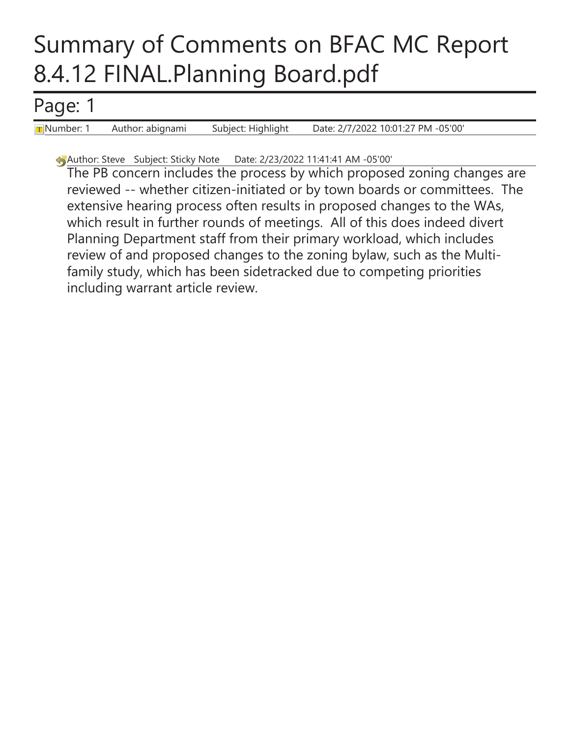# Summary of Comments on BFAC MC Report 8.4.12 FINAL.Planning Board.pdf

## Page: 1

Number: 1 Author: abignami Subject: Highlight Date: 2/7/2022 10:01:27 PM -05'00'

Author: Steve Subject: Sticky Note Date: 2/23/2022 11:41:41 AM -05'00'

The PB concern includes the process by which proposed zoning changes are reviewed -- whether citizen-initiated or by town boards or committees. The extensive hearing process often results in proposed changes to the WAs, which result in further rounds of meetings. All of this does indeed divert Planning Department staff from their primary workload, which includes review of and proposed changes to the zoning bylaw, such as the Multi-family study, which has been sidetracked due to competing priorities including warrant article review.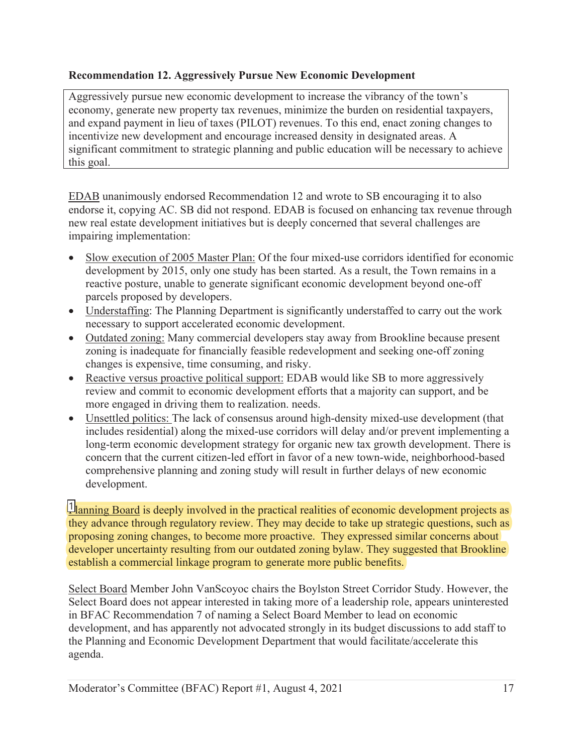**Recommendation 12. Aggressively Pursue New Economic Development**

Aggressively pursue new economic development to increase the vibrancy of the town's economy, generate new property tax revenues, minimize the burden on residential taxpayers, and expand payment in lieu of taxes (PILOT) revenues. To this end, enact zoning changes to incentivize new development and encourage increased density in designated areas. A significant commitment to strategic planning and public education will be necessary to achieve this goal.

EDAB unanimously endorsed Recommendation 12 and wrote to SB encouraging it to also endorse it, copying AC. SB did not respond. EDAB is focused on enhancing tax revenue through new real estate development initiatives but is deeply concerned that several challenges are impairing implementation:

- Slow execution of 2005 Master Plan: Of the four mixed-use corridors identified for economic development by 2015, only one study has been started. As a result, the Town remains in a reactive posture, unable to generate significant economic development beyond one-off parcels proposed by developers.
- Understaffing: The Planning Department is significantly understaffed to carry out the work necessary to support accelerated economic development.
- Outdated zoning: Many commercial developers stay away from Brookline because present zoning is inadequate for financially feasible redevelopment and seeking one-off zoning changes is expensive, time consuming, and risky.
- Reactive versus proactive political support: EDAB would like SB to more aggressively review and commit to economic development efforts that a majority can support, and be more engaged in driving them to realization. needs.
- Unsettled politics: The lack of consensus around high-density mixed-use development (that includes residential) along the mixed-use corridors will delay and/or prevent implementing a long-term economic development strategy for organic new tax growth development. There is concern that the current citizen-led effort in favor of a new town-wide, neighborhood-based comprehensive planning and zoning study will result in further delays of new economic development.

Planning Board is deeply involved in the practical realities of economic development projects as they advance through regulatory review. They may decide to take up strategic questions, such as proposing zoning changes, to become more proactive. They expressed similar concerns about developer uncertainty resulting from our outdated zoning bylaw. They suggested that Brookline establish a commercial linkage program to generate more public benefits.

Select Board Member John VanScoyoc chairs the Boylston Street Corridor Study. However, the Select Board does not appear interested in taking more of a leadership role, appears uninterested in BFAC Recommendation 7 of naming a Select Board Member to lead on economic development, and has apparently not advocated strongly in its budget discussions to add staff to the Planning and Economic Development Department that would facilitate/accelerate this agenda.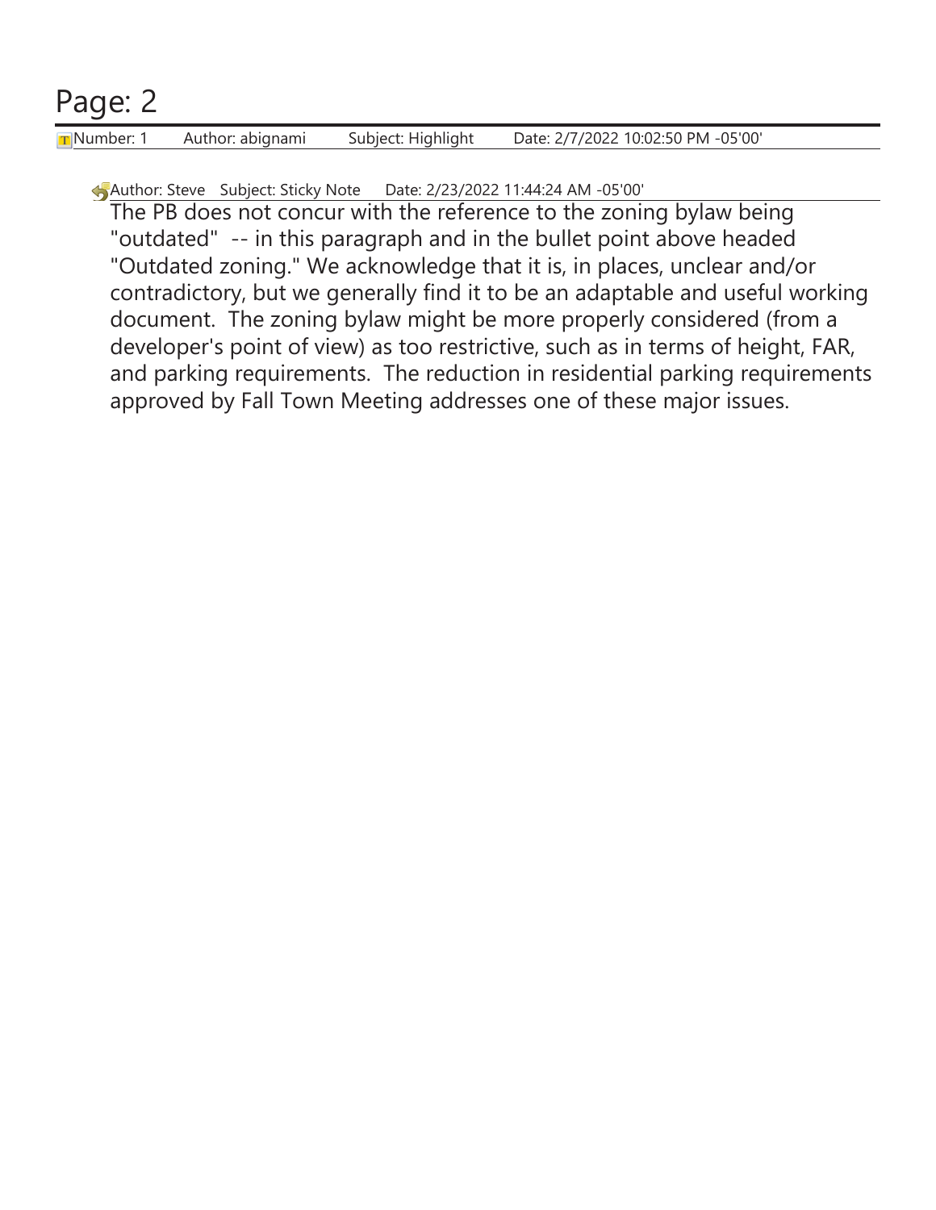# Page: 2

Number: 1 Author: abignami Subject: Highlight Date: 2/7/2022 10:02:50 PM -05'00'

Author: Steve Subject: Sticky Note Date: 2/23/2022 11:44:24 AM -05'00'

The PB does not concur with the reference to the zoning bylaw being "outdated" -- in this paragraph and in the bullet point above headed "Outdated zoning." We acknowledge that it is, in places, unclear and/or contradictory, but we generally find it to be an adaptable and useful working document. The zoning bylaw might be more properly considered (from a developer's point of view) as too restrictive, such as in terms of height, FAR, and parking requirements. The reduction in residential parking requirements approved by Fall Town Meeting addresses one of these major issues.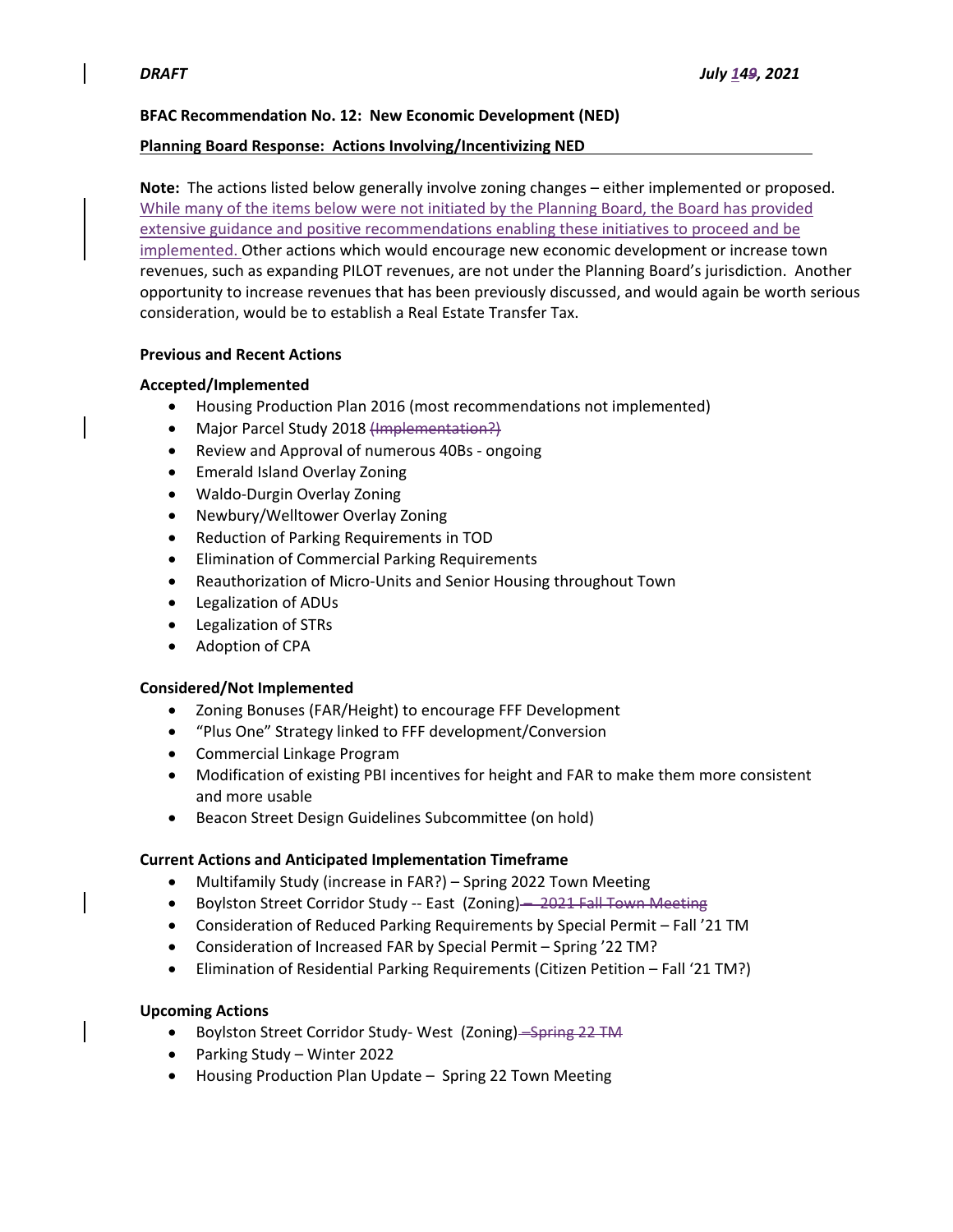*DRAFT* *July ~~9~~14, 2021*

**BFAC Recommendation No. 12: New Economic Development (NED)**

**Planning Board Response: Actions Involving/Incentivizing NED**

**Note:** The actions listed below generally involve zoning changes – either implemented or proposed. <u>While many of the items below were not initiated by the Planning Board, the Board has provided extensive guidance and positive recommendations enabling these initiatives to proceed and be implemented.</u> Other actions which would encourage new economic development or increase town revenues, such as expanding PILOT revenues, are not under the Planning Board's jurisdiction. Another opportunity to increase revenues that has been previously discussed, and would again be worth serious consideration, would be to establish a Real Estate Transfer Tax.

**Previous and Recent Actions**

**Accepted/Implemented**

- Housing Production Plan 2016 (most recommendations not implemented)
- Major Parcel Study 2018 ~~(Implementation?)~~
- Review and Approval of numerous 40Bs - ongoing
- Emerald Island Overlay Zoning
- Waldo-Durgin Overlay Zoning
- Newbury/Welltower Overlay Zoning
- Reduction of Parking Requirements in TOD
- Elimination of Commercial Parking Requirements
- Reauthorization of Micro-Units and Senior Housing throughout Town
- Legalization of ADUs
- Legalization of STRs
- Adoption of CPA

**Considered/Not Implemented**

- Zoning Bonuses (FAR/Height) to encourage FFF Development
- "Plus One" Strategy linked to FFF development/Conversion
- Commercial Linkage Program
- Modification of existing PBI incentives for height and FAR to make them more consistent and more usable
- Beacon Street Design Guidelines Subcommittee (on hold)

**Current Actions and Anticipated Implementation Timeframe**

- Multifamily Study (increase in FAR?) – Spring 2022 Town Meeting
- Boylston Street Corridor Study -- East (Zoning) ~~– 2021 Fall Town Meeting~~
- Consideration of Reduced Parking Requirements by Special Permit – Fall '21 TM
- Consideration of Increased FAR by Special Permit – Spring '22 TM?
- Elimination of Residential Parking Requirements (Citizen Petition – Fall '21 TM?)

**Upcoming Actions**

- Boylston Street Corridor Study- West (Zoning) ~~–Spring 22 TM~~
- Parking Study – Winter 2022
- Housing Production Plan Update – Spring 22 Town Meeting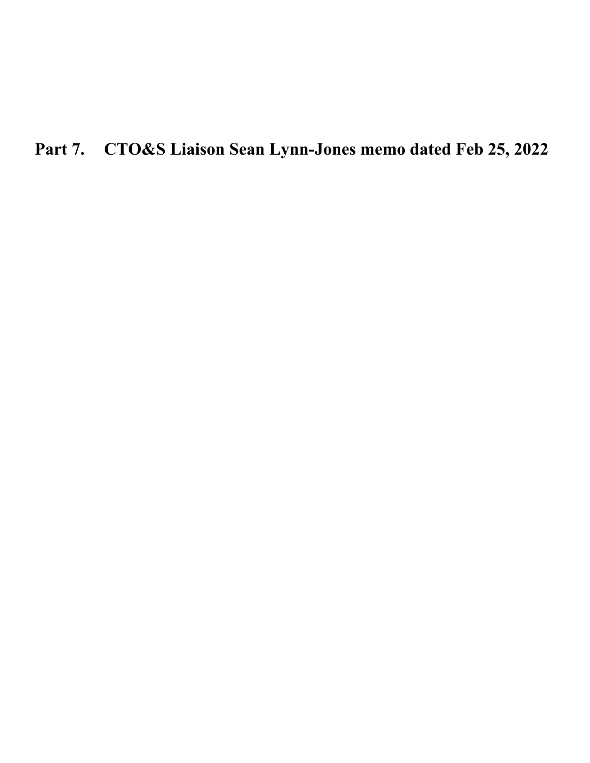# Part 7. CTO&S Liaison Sean Lynn-Jones memo dated Feb 25, 2022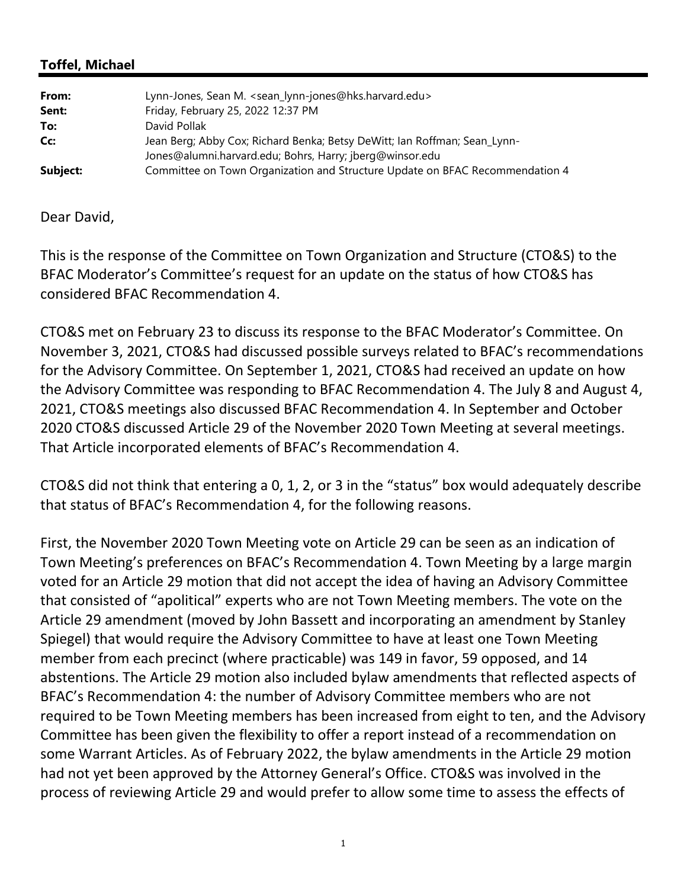**Toffel, Michael**

| | |
|---|---|
| **From:** | Lynn-Jones, Sean M. <sean_lynn-jones@hks.harvard.edu> |
| **Sent:** | Friday, February 25, 2022 12:37 PM |
| **To:** | David Pollak |
| **Cc:** | Jean Berg; Abby Cox; Richard Benka; Betsy DeWitt; Ian Roffman; Sean_Lynn-Jones@alumni.harvard.edu; Bohrs, Harry; jberg@winsor.edu |
| **Subject:** | Committee on Town Organization and Structure Update on BFAC Recommendation 4 |

Dear David,

This is the response of the Committee on Town Organization and Structure (CTO&S) to the BFAC Moderator's Committee's request for an update on the status of how CTO&S has considered BFAC Recommendation 4.

CTO&S met on February 23 to discuss its response to the BFAC Moderator's Committee. On November 3, 2021, CTO&S had discussed possible surveys related to BFAC's recommendations for the Advisory Committee. On September 1, 2021, CTO&S had received an update on how the Advisory Committee was responding to BFAC Recommendation 4. The July 8 and August 4, 2021, CTO&S meetings also discussed BFAC Recommendation 4. In September and October 2020 CTO&S discussed Article 29 of the November 2020 Town Meeting at several meetings. That Article incorporated elements of BFAC's Recommendation 4.

CTO&S did not think that entering a 0, 1, 2, or 3 in the "status" box would adequately describe that status of BFAC's Recommendation 4, for the following reasons.

First, the November 2020 Town Meeting vote on Article 29 can be seen as an indication of Town Meeting's preferences on BFAC's Recommendation 4. Town Meeting by a large margin voted for an Article 29 motion that did not accept the idea of having an Advisory Committee that consisted of "apolitical" experts who are not Town Meeting members. The vote on the Article 29 amendment (moved by John Bassett and incorporating an amendment by Stanley Spiegel) that would require the Advisory Committee to have at least one Town Meeting member from each precinct (where practicable) was 149 in favor, 59 opposed, and 14 abstentions. The Article 29 motion also included bylaw amendments that reflected aspects of BFAC's Recommendation 4: the number of Advisory Committee members who are not required to be Town Meeting members has been increased from eight to ten, and the Advisory Committee has been given the flexibility to offer a report instead of a recommendation on some Warrant Articles. As of February 2022, the bylaw amendments in the Article 29 motion had not yet been approved by the Attorney General's Office. CTO&S was involved in the process of reviewing Article 29 and would prefer to allow some time to assess the effects of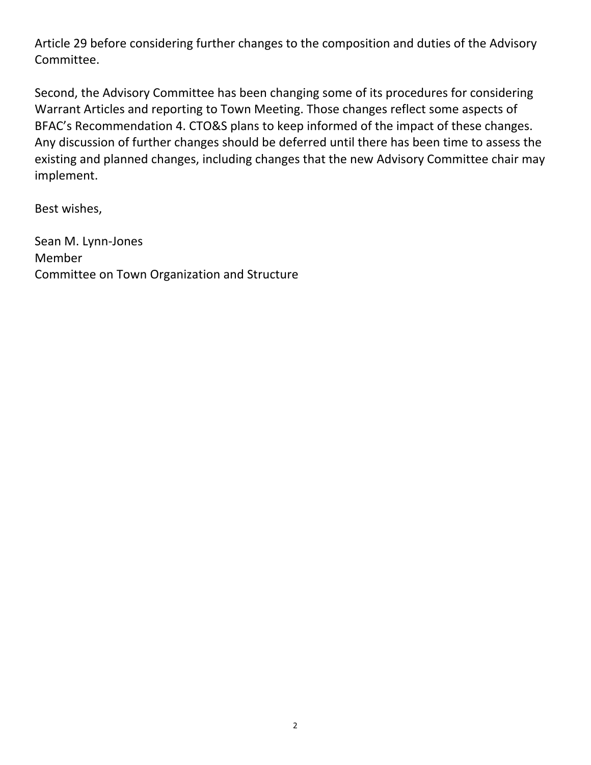Article 29 before considering further changes to the composition and duties of the Advisory Committee.

Second, the Advisory Committee has been changing some of its procedures for considering Warrant Articles and reporting to Town Meeting. Those changes reflect some aspects of BFAC's Recommendation 4. CTO&S plans to keep informed of the impact of these changes. Any discussion of further changes should be deferred until there has been time to assess the existing and planned changes, including changes that the new Advisory Committee chair may implement.

Best wishes,

Sean M. Lynn-Jones
Member
Committee on Town Organization and Structure